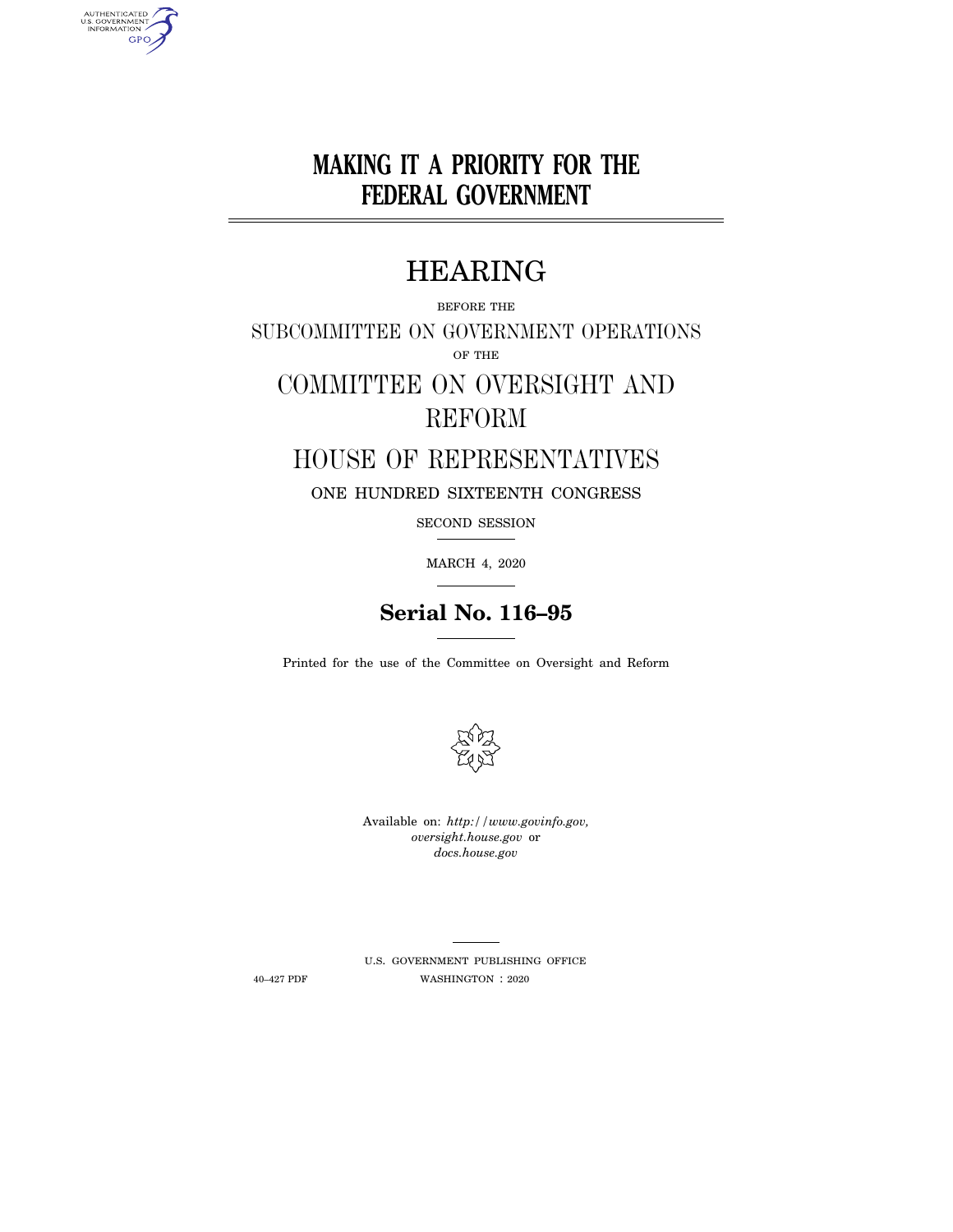# MAKING IT A PRIORITY FOR THE FEDERAL GOVERNMENT

## HEARING

BEFORE THE

SUBCOMMITTEE ON GOVERNMENT OPERATIONS

OF THE

COMMITTEE ON OVERSIGHT AND REFORM

HOUSE OF REPRESENTATIVES

ONE HUNDRED SIXTEENTH CONGRESS

SECOND SESSION

MARCH 4, 2020

**Serial No. 116–95**

Printed for the use of the Committee on Oversight and Reform

Available on: *http://www.govinfo.gov, oversight.house.gov* or *docs.house.gov*

U.S. GOVERNMENT PUBLISHING OFFICE

40–427 PDF WASHINGTON : 2020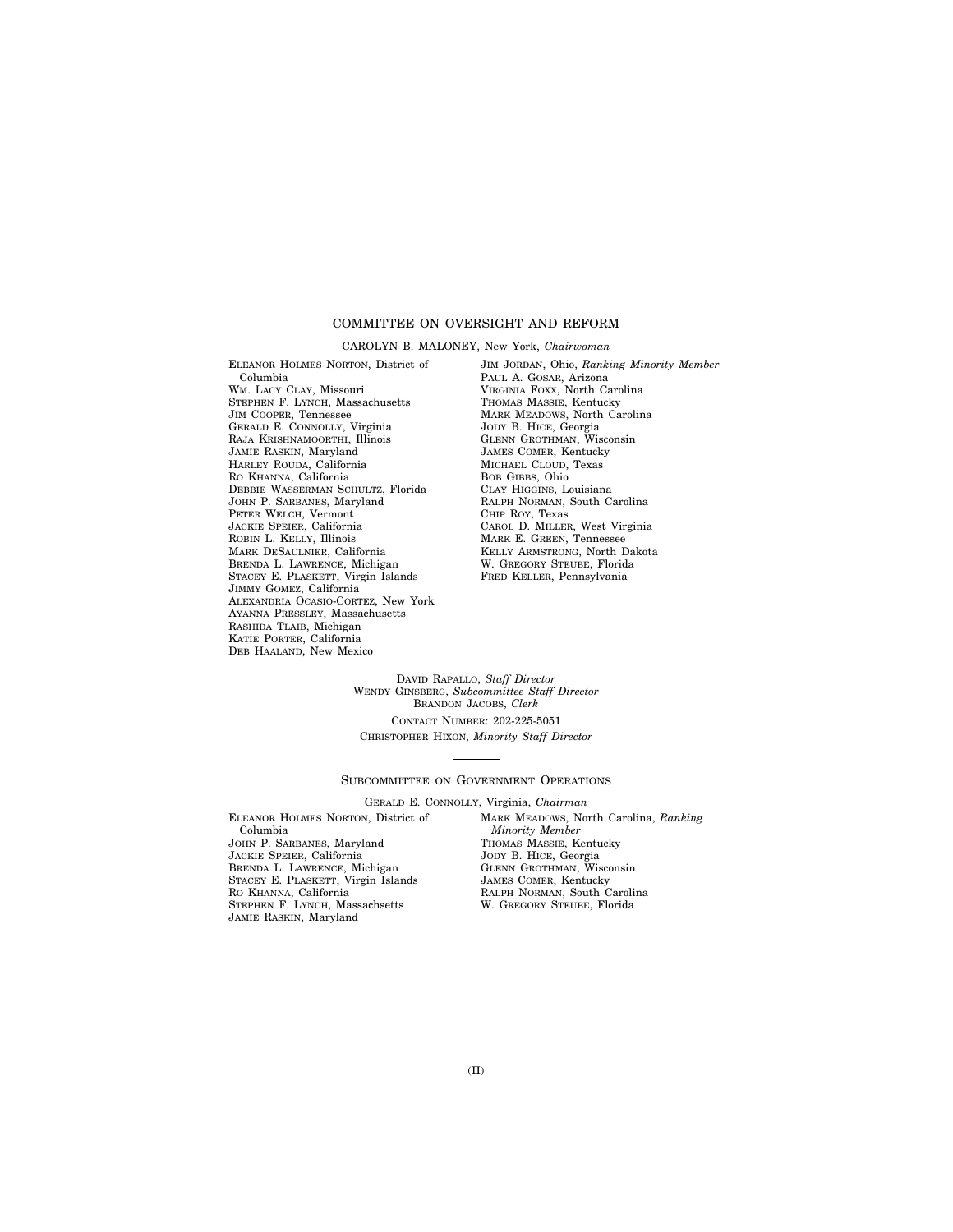## COMMITTEE ON OVERSIGHT AND REFORM

CAROLYN B. MALONEY, New York, *Chairwoman*

ELEANOR HOLMES NORTON, District of Columbia
WM. LACY CLAY, Missouri
STEPHEN F. LYNCH, Massachusetts
JIM COOPER, Tennessee
GERALD E. CONNOLLY, Virginia
RAJA KRISHNAMOORTHI, Illinois
JAMIE RASKIN, Maryland
HARLEY ROUDA, California
RO KHANNA, California
DEBBIE WASSERMAN SCHULTZ, Florida
JOHN P. SARBANES, Maryland
PETER WELCH, Vermont
JACKIE SPEIER, California
ROBIN L. KELLY, Illinois
MARK DESAULNIER, California
BRENDA L. LAWRENCE, Michigan
STACEY E. PLASKETT, Virgin Islands
JIMMY GOMEZ, California
ALEXANDRIA OCASIO-CORTEZ, New York
AYANNA PRESSLEY, Massachusetts
RASHIDA TLAIB, Michigan
KATIE PORTER, California
DEB HAALAND, New Mexico

JIM JORDAN, Ohio, *Ranking Minority Member*
PAUL A. GOSAR, Arizona
VIRGINIA FOXX, North Carolina
THOMAS MASSIE, Kentucky
MARK MEADOWS, North Carolina
JODY B. HICE, Georgia
GLENN GROTHMAN, Wisconsin
JAMES COMER, Kentucky
MICHAEL CLOUD, Texas
BOB GIBBS, Ohio
CLAY HIGGINS, Louisiana
RALPH NORMAN, South Carolina
CHIP ROY, Texas
CAROL D. MILLER, West Virginia
MARK E. GREEN, Tennessee
KELLY ARMSTRONG, North Dakota
W. GREGORY STEUBE, Florida
FRED KELLER, Pennsylvania

DAVID RAPALLO, *Staff Director*
WENDY GINSBERG, *Subcommittee Staff Director*
BRANDON JACOBS, *Clerk*
CONTACT NUMBER: 202-225-5051
CHRISTOPHER HIXON, *Minority Staff Director*

---

### SUBCOMMITTEE ON GOVERNMENT OPERATIONS

GERALD E. CONNOLLY, Virginia, *Chairman*

ELEANOR HOLMES NORTON, District of Columbia
JOHN P. SARBANES, Maryland
JACKIE SPEIER, California
BRENDA L. LAWRENCE, Michigan
STACEY E. PLASKETT, Virgin Islands
RO KHANNA, California
STEPHEN F. LYNCH, Massachsetts
JAMIE RASKIN, Maryland

MARK MEADOWS, North Carolina, *Ranking Minority Member*
THOMAS MASSIE, Kentucky
JODY B. HICE, Georgia
GLENN GROTHMAN, Wisconsin
JAMES COMER, Kentucky
RALPH NORMAN, South Carolina
W. GREGORY STEUBE, Florida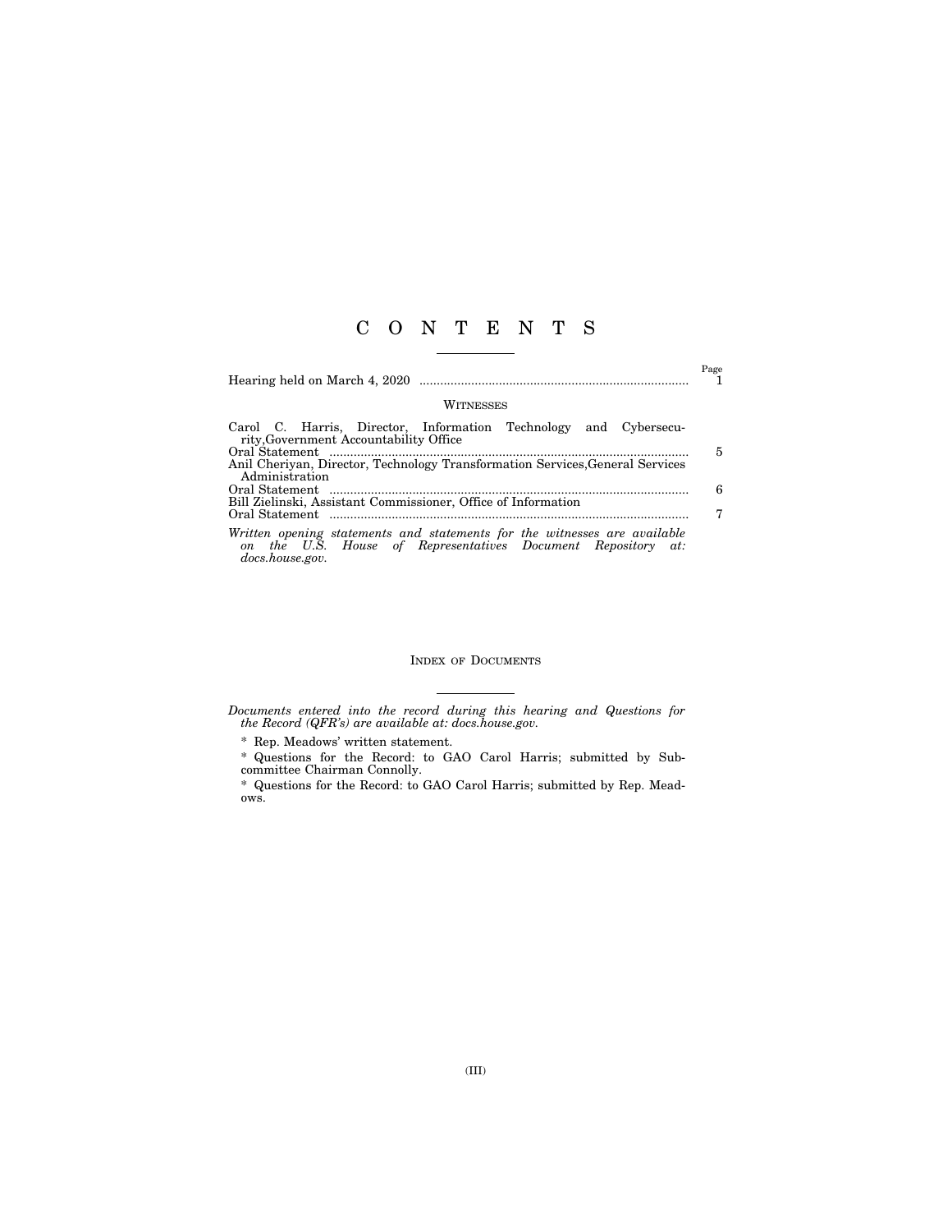# C O N T E N T S

| | Page |
|---|---|
| Hearing held on March 4, 2020 | 1 |

## WITNESSES

| | |
|---|---|
| Carol C. Harris, Director, Information Technology and Cybersecurity,Government Accountability Office | |
| Oral Statement | 5 |
| Anil Cheriyan, Director, Technology Transformation Services,General Services Administration | |
| Oral Statement | 6 |
| Bill Zielinski, Assistant Commissioner, Office of Information | |
| Oral Statement | 7 |

*Written opening statements and statements for the witnesses are available on the U.S. House of Representatives Document Repository at: docs.house.gov.*

## INDEX OF DOCUMENTS

*Documents entered into the record during this hearing and Questions for the Record (QFR's) are available at: docs.house.gov.*

\* Rep. Meadows' written statement.

\* Questions for the Record: to GAO Carol Harris; submitted by Subcommittee Chairman Connolly.

\* Questions for the Record: to GAO Carol Harris; submitted by Rep. Meadows.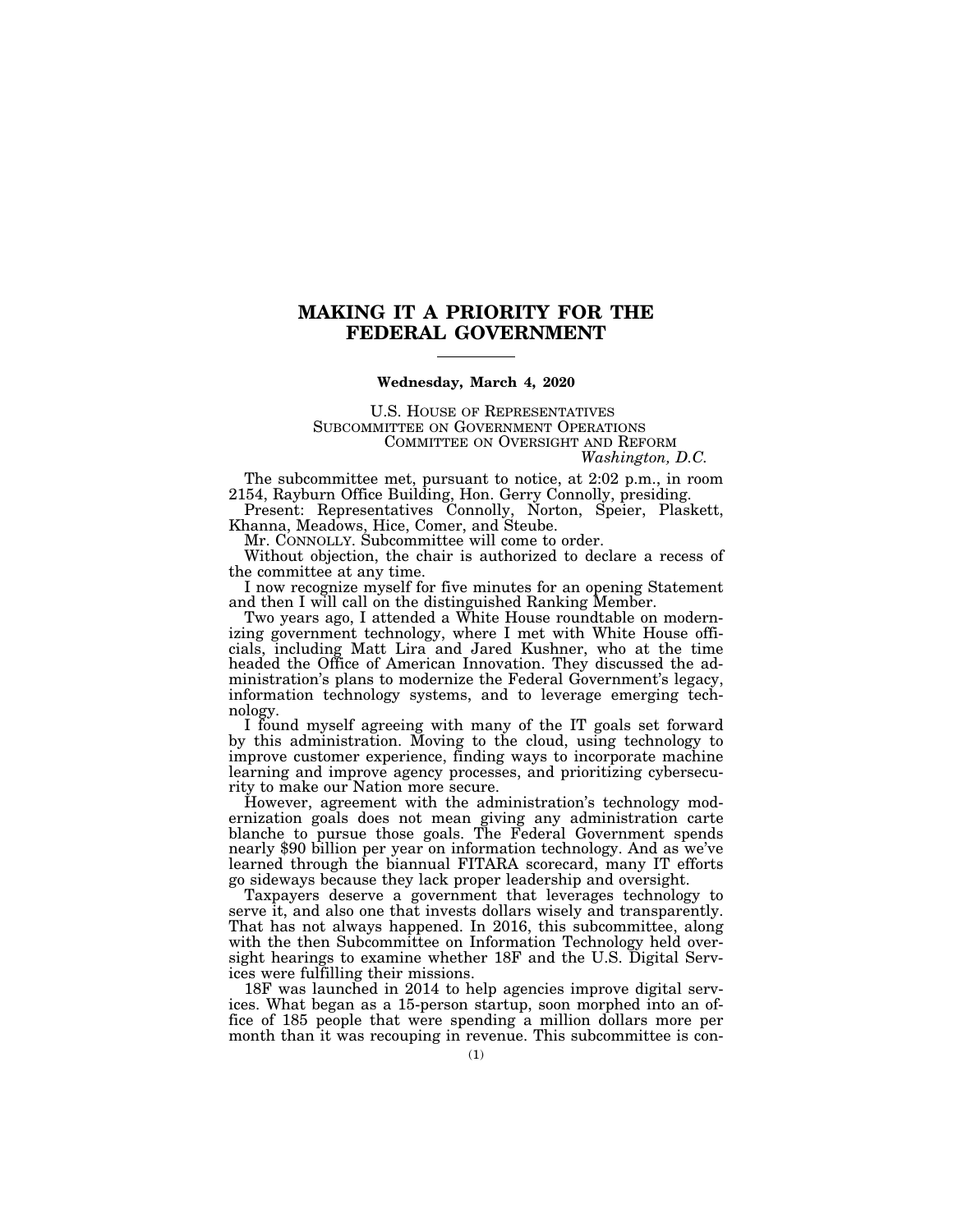# MAKING IT A PRIORITY FOR THE FEDERAL GOVERNMENT

**Wednesday, March 4, 2020**

U.S. HOUSE OF REPRESENTATIVES
SUBCOMMITTEE ON GOVERNMENT OPERATIONS
COMMITTEE ON OVERSIGHT AND REFORM
*Washington, D.C.*

The subcommittee met, pursuant to notice, at 2:02 p.m., in room 2154, Rayburn Office Building, Hon. Gerry Connolly, presiding.

Present: Representatives Connolly, Norton, Speier, Plaskett, Khanna, Meadows, Hice, Comer, and Steube.

Mr. CONNOLLY. Subcommittee will come to order.

Without objection, the chair is authorized to declare a recess of the committee at any time.

I now recognize myself for five minutes for an opening Statement and then I will call on the distinguished Ranking Member.

Two years ago, I attended a White House roundtable on modernizing government technology, where I met with White House officials, including Matt Lira and Jared Kushner, who at the time headed the Office of American Innovation. They discussed the administration's plans to modernize the Federal Government's legacy, information technology systems, and to leverage emerging technology.

I found myself agreeing with many of the IT goals set forward by this administration. Moving to the cloud, using technology to improve customer experience, finding ways to incorporate machine learning and improve agency processes, and prioritizing cybersecurity to make our Nation more secure.

However, agreement with the administration's technology modernization goals does not mean giving any administration carte blanche to pursue those goals. The Federal Government spends nearly $90 billion per year on information technology. And as we've learned through the biannual FITARA scorecard, many IT efforts go sideways because they lack proper leadership and oversight.

Taxpayers deserve a government that leverages technology to serve it, and also one that invests dollars wisely and transparently. That has not always happened. In 2016, this subcommittee, along with the then Subcommittee on Information Technology held oversight hearings to examine whether 18F and the U.S. Digital Services were fulfilling their missions.

18F was launched in 2014 to help agencies improve digital services. What began as a 15-person startup, soon morphed into an office of 185 people that were spending a million dollars more per month than it was recouping in revenue. This subcommittee is con-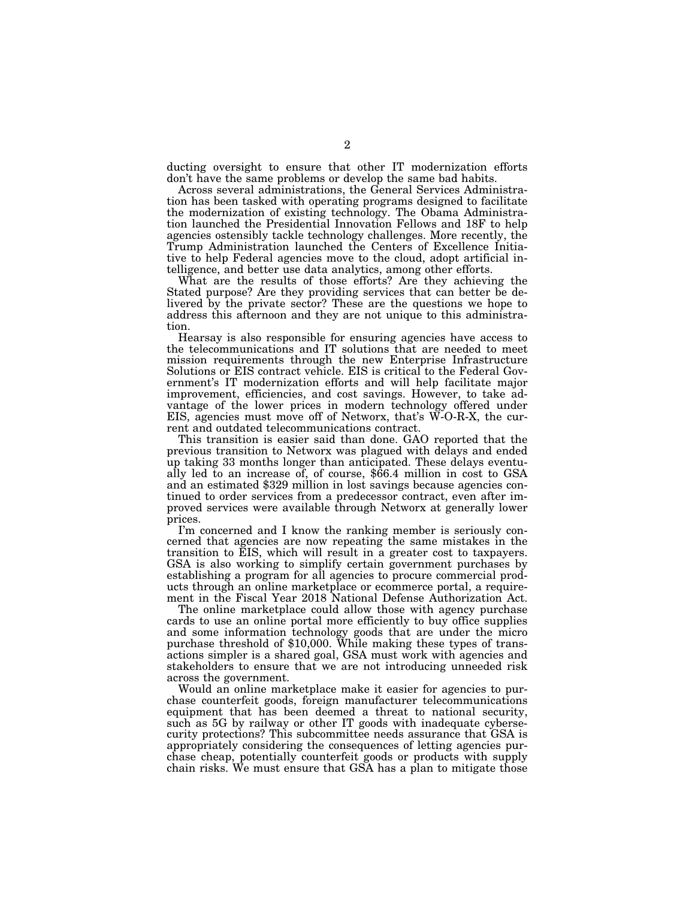ducting oversight to ensure that other IT modernization efforts don't have the same problems or develop the same bad habits.

Across several administrations, the General Services Administration has been tasked with operating programs designed to facilitate the modernization of existing technology. The Obama Administration launched the Presidential Innovation Fellows and 18F to help agencies ostensibly tackle technology challenges. More recently, the Trump Administration launched the Centers of Excellence Initiative to help Federal agencies move to the cloud, adopt artificial intelligence, and better use data analytics, among other efforts.

What are the results of those efforts? Are they achieving the Stated purpose? Are they providing services that can better be delivered by the private sector? These are the questions we hope to address this afternoon and they are not unique to this administration.

Hearsay is also responsible for ensuring agencies have access to the telecommunications and IT solutions that are needed to meet mission requirements through the new Enterprise Infrastructure Solutions or EIS contract vehicle. EIS is critical to the Federal Government's IT modernization efforts and will help facilitate major improvement, efficiencies, and cost savings. However, to take advantage of the lower prices in modern technology offered under EIS, agencies must move off of Networx, that's W-O-R-X, the current and outdated telecommunications contract.

This transition is easier said than done. GAO reported that the previous transition to Networx was plagued with delays and ended up taking 33 months longer than anticipated. These delays eventually led to an increase of, of course, $66.4 million in cost to GSA and an estimated $329 million in lost savings because agencies continued to order services from a predecessor contract, even after improved services were available through Networx at generally lower prices.

I'm concerned and I know the ranking member is seriously concerned that agencies are now repeating the same mistakes in the transition to EIS, which will result in a greater cost to taxpayers. GSA is also working to simplify certain government purchases by establishing a program for all agencies to procure commercial products through an online marketplace or ecommerce portal, a requirement in the Fiscal Year 2018 National Defense Authorization Act.

The online marketplace could allow those with agency purchase cards to use an online portal more efficiently to buy office supplies and some information technology goods that are under the micro purchase threshold of $10,000. While making these types of transactions simpler is a shared goal, GSA must work with agencies and stakeholders to ensure that we are not introducing unneeded risk across the government.

Would an online marketplace make it easier for agencies to purchase counterfeit goods, foreign manufacturer telecommunications equipment that has been deemed a threat to national security, such as 5G by railway or other IT goods with inadequate cybersecurity protections? This subcommittee needs assurance that GSA is appropriately considering the consequences of letting agencies purchase cheap, potentially counterfeit goods or products with supply chain risks. We must ensure that GSA has a plan to mitigate those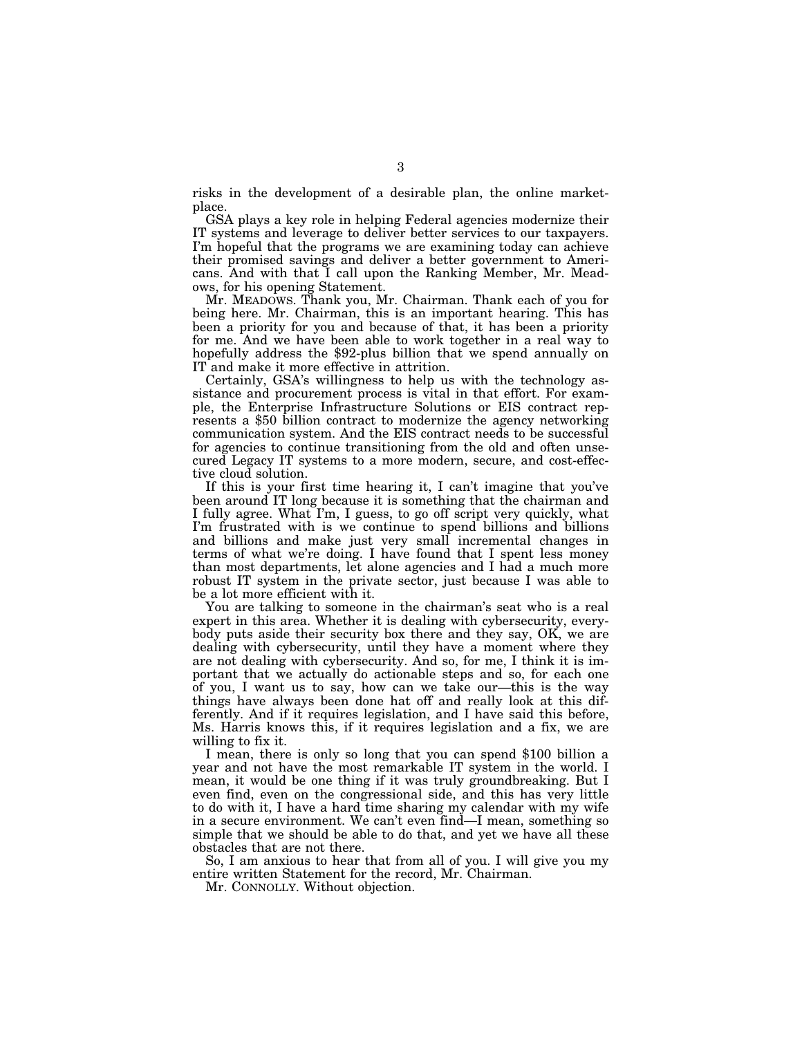risks in the development of a desirable plan, the online marketplace.

GSA plays a key role in helping Federal agencies modernize their IT systems and leverage to deliver better services to our taxpayers. I'm hopeful that the programs we are examining today can achieve their promised savings and deliver a better government to Americans. And with that I call upon the Ranking Member, Mr. Meadows, for his opening Statement.

Mr. MEADOWS. Thank you, Mr. Chairman. Thank each of you for being here. Mr. Chairman, this is an important hearing. This has been a priority for you and because of that, it has been a priority for me. And we have been able to work together in a real way to hopefully address the $92-plus billion that we spend annually on IT and make it more effective in attrition.

Certainly, GSA's willingness to help us with the technology assistance and procurement process is vital in that effort. For example, the Enterprise Infrastructure Solutions or EIS contract represents a $50 billion contract to modernize the agency networking communication system. And the EIS contract needs to be successful for agencies to continue transitioning from the old and often unsecured Legacy IT systems to a more modern, secure, and cost-effective cloud solution.

If this is your first time hearing it, I can't imagine that you've been around IT long because it is something that the chairman and I fully agree. What I'm, I guess, to go off script very quickly, what I'm frustrated with is we continue to spend billions and billions and billions and make just very small incremental changes in terms of what we're doing. I have found that I spent less money than most departments, let alone agencies and I had a much more robust IT system in the private sector, just because I was able to be a lot more efficient with it.

You are talking to someone in the chairman's seat who is a real expert in this area. Whether it is dealing with cybersecurity, everybody puts aside their security box there and they say, OK, we are dealing with cybersecurity, until they have a moment where they are not dealing with cybersecurity. And so, for me, I think it is important that we actually do actionable steps and so, for each one of you, I want us to say, how can we take our—this is the way things have always been done hat off and really look at this differently. And if it requires legislation, and I have said this before, Ms. Harris knows this, if it requires legislation and a fix, we are willing to fix it.

I mean, there is only so long that you can spend $100 billion a year and not have the most remarkable IT system in the world. I mean, it would be one thing if it was truly groundbreaking. But I even find, even on the congressional side, and this has very little to do with it, I have a hard time sharing my calendar with my wife in a secure environment. We can't even find—I mean, something so simple that we should be able to do that, and yet we have all these obstacles that are not there.

So, I am anxious to hear that from all of you. I will give you my entire written Statement for the record, Mr. Chairman.

Mr. CONNOLLY. Without objection.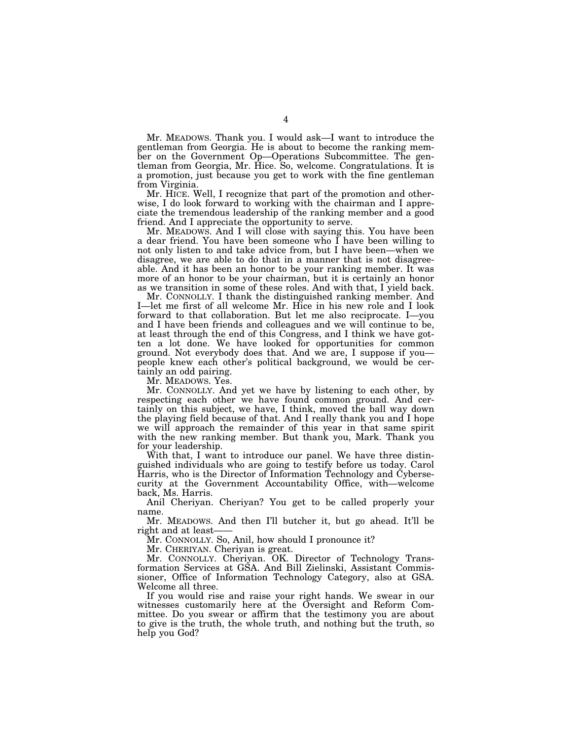Mr. MEADOWS. Thank you. I would ask—I want to introduce the gentleman from Georgia. He is about to become the ranking member on the Government Op—Operations Subcommittee. The gentleman from Georgia, Mr. Hice. So, welcome. Congratulations. It is a promotion, just because you get to work with the fine gentleman from Virginia.

Mr. HICE. Well, I recognize that part of the promotion and otherwise, I do look forward to working with the chairman and I appreciate the tremendous leadership of the ranking member and a good friend. And I appreciate the opportunity to serve.

Mr. MEADOWS. And I will close with saying this. You have been a dear friend. You have been someone who I have been willing to not only listen to and take advice from, but I have been—when we disagree, we are able to do that in a manner that is not disagreeable. And it has been an honor to be your ranking member. It was more of an honor to be your chairman, but it is certainly an honor as we transition in some of these roles. And with that, I yield back.

Mr. CONNOLLY. I thank the distinguished ranking member. And I—let me first of all welcome Mr. Hice in his new role and I look forward to that collaboration. But let me also reciprocate. I—you and I have been friends and colleagues and we will continue to be, at least through the end of this Congress, and I think we have gotten a lot done. We have looked for opportunities for common ground. Not everybody does that. And we are, I suppose if you—people knew each other's political background, we would be certainly an odd pairing.

Mr. MEADOWS. Yes.

Mr. CONNOLLY. And yet we have by listening to each other, by respecting each other we have found common ground. And certainly on this subject, we have, I think, moved the ball way down the playing field because of that. And I really thank you and I hope we will approach the remainder of this year in that same spirit with the new ranking member. But thank you, Mark. Thank you for your leadership.

With that, I want to introduce our panel. We have three distinguished individuals who are going to testify before us today. Carol Harris, who is the Director of Information Technology and Cybersecurity at the Government Accountability Office, with—welcome back, Ms. Harris.

Anil Cheriyan. Cheriyan? You get to be called properly your name.

Mr. MEADOWS. And then I'll butcher it, but go ahead. It'll be right and at least——

Mr. CONNOLLY. So, Anil, how should I pronounce it?

Mr. CHERIYAN. Cheriyan is great.

Mr. CONNOLLY. Cheriyan. OK. Director of Technology Transformation Services at GSA. And Bill Zielinski, Assistant Commissioner, Office of Information Technology Category, also at GSA. Welcome all three.

If you would rise and raise your right hands. We swear in our witnesses customarily here at the Oversight and Reform Committee. Do you swear or affirm that the testimony you are about to give is the truth, the whole truth, and nothing but the truth, so help you God?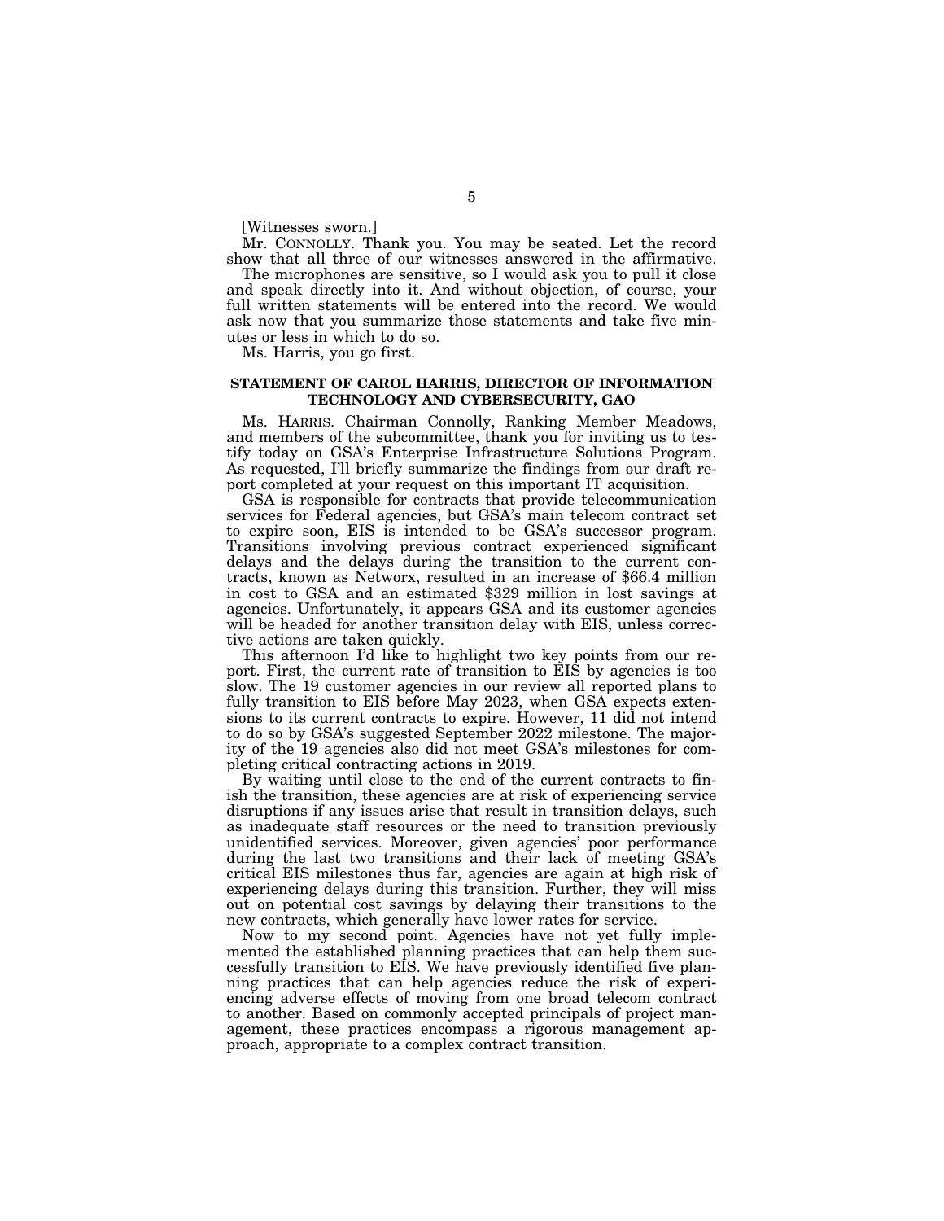[Witnesses sworn.]

Mr. CONNOLLY. Thank you. You may be seated. Let the record show that all three of our witnesses answered in the affirmative.

The microphones are sensitive, so I would ask you to pull it close and speak directly into it. And without objection, of course, your full written statements will be entered into the record. We would ask now that you summarize those statements and take five minutes or less in which to do so.

Ms. Harris, you go first.

## STATEMENT OF CAROL HARRIS, DIRECTOR OF INFORMATION TECHNOLOGY AND CYBERSECURITY, GAO

Ms. HARRIS. Chairman Connolly, Ranking Member Meadows, and members of the subcommittee, thank you for inviting us to testify today on GSA's Enterprise Infrastructure Solutions Program. As requested, I'll briefly summarize the findings from our draft report completed at your request on this important IT acquisition.

GSA is responsible for contracts that provide telecommunication services for Federal agencies, but GSA's main telecom contract set to expire soon, EIS is intended to be GSA's successor program. Transitions involving previous contract experienced significant delays and the delays during the transition to the current contracts, known as Networx, resulted in an increase of $66.4 million in cost to GSA and an estimated $329 million in lost savings at agencies. Unfortunately, it appears GSA and its customer agencies will be headed for another transition delay with EIS, unless corrective actions are taken quickly.

This afternoon I'd like to highlight two key points from our report. First, the current rate of transition to EIS by agencies is too slow. The 19 customer agencies in our review all reported plans to fully transition to EIS before May 2023, when GSA expects extensions to its current contracts to expire. However, 11 did not intend to do so by GSA's suggested September 2022 milestone. The majority of the 19 agencies also did not meet GSA's milestones for completing critical contracting actions in 2019.

By waiting until close to the end of the current contracts to finish the transition, these agencies are at risk of experiencing service disruptions if any issues arise that result in transition delays, such as inadequate staff resources or the need to transition previously unidentified services. Moreover, given agencies' poor performance during the last two transitions and their lack of meeting GSA's critical EIS milestones thus far, agencies are again at high risk of experiencing delays during this transition. Further, they will miss out on potential cost savings by delaying their transitions to the new contracts, which generally have lower rates for service.

Now to my second point. Agencies have not yet fully implemented the established planning practices that can help them successfully transition to EIS. We have previously identified five planning practices that can help agencies reduce the risk of experiencing adverse effects of moving from one broad telecom contract to another. Based on commonly accepted principals of project management, these practices encompass a rigorous management approach, appropriate to a complex contract transition.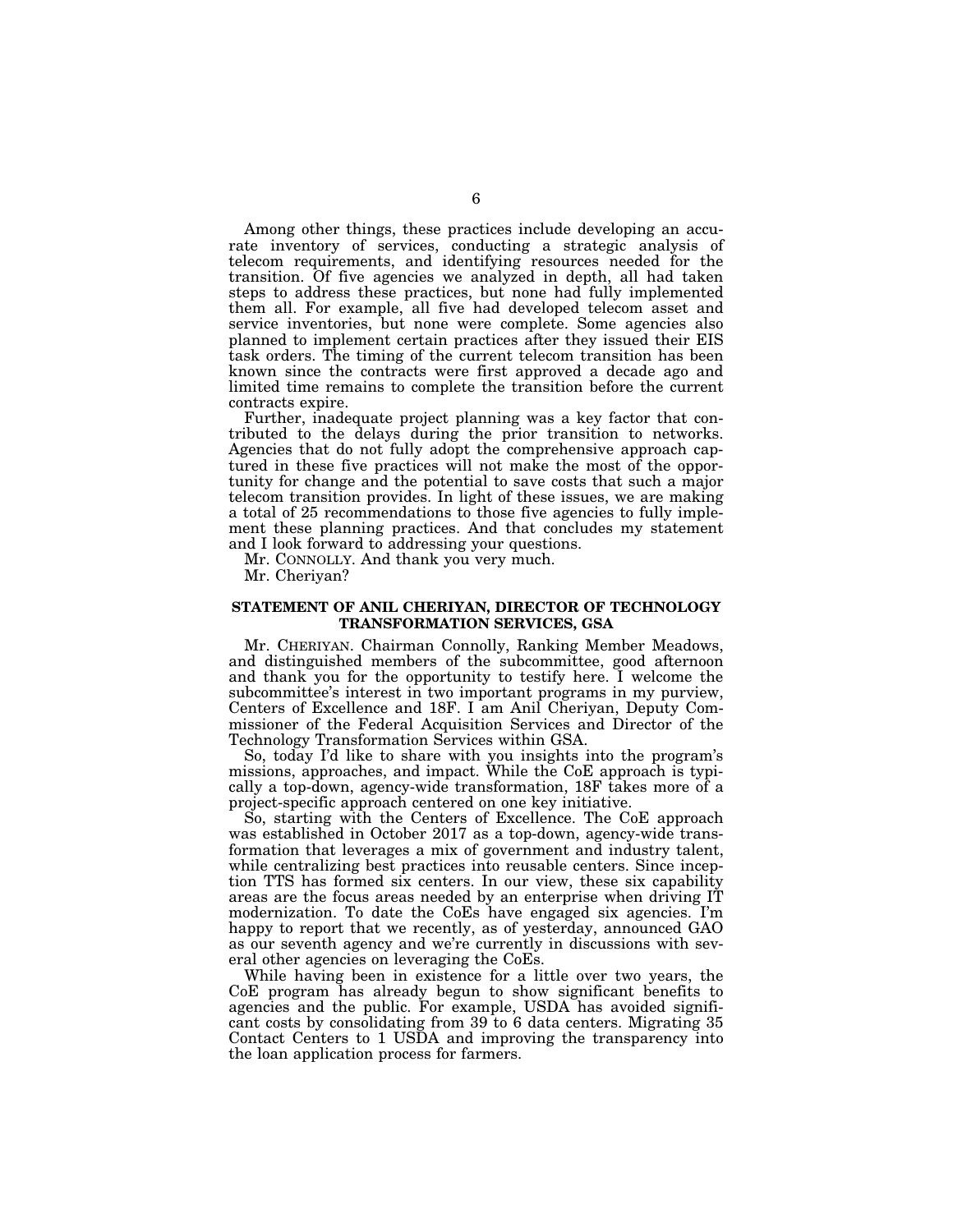Among other things, these practices include developing an accurate inventory of services, conducting a strategic analysis of telecom requirements, and identifying resources needed for the transition. Of five agencies we analyzed in depth, all had taken steps to address these practices, but none had fully implemented them all. For example, all five had developed telecom asset and service inventories, but none were complete. Some agencies also planned to implement certain practices after they issued their EIS task orders. The timing of the current telecom transition has been known since the contracts were first approved a decade ago and limited time remains to complete the transition before the current contracts expire.

Further, inadequate project planning was a key factor that contributed to the delays during the prior transition to networks. Agencies that do not fully adopt the comprehensive approach captured in these five practices will not make the most of the opportunity for change and the potential to save costs that such a major telecom transition provides. In light of these issues, we are making a total of 25 recommendations to those five agencies to fully implement these planning practices. And that concludes my statement and I look forward to addressing your questions.

Mr. CONNOLLY. And thank you very much.

Mr. Cheriyan?

## STATEMENT OF ANIL CHERIYAN, DIRECTOR OF TECHNOLOGY TRANSFORMATION SERVICES, GSA

Mr. CHERIYAN. Chairman Connolly, Ranking Member Meadows, and distinguished members of the subcommittee, good afternoon and thank you for the opportunity to testify here. I welcome the subcommittee's interest in two important programs in my purview, Centers of Excellence and 18F. I am Anil Cheriyan, Deputy Commissioner of the Federal Acquisition Services and Director of the Technology Transformation Services within GSA.

So, today I'd like to share with you insights into the program's missions, approaches, and impact. While the CoE approach is typically a top-down, agency-wide transformation, 18F takes more of a project-specific approach centered on one key initiative.

So, starting with the Centers of Excellence. The CoE approach was established in October 2017 as a top-down, agency-wide transformation that leverages a mix of government and industry talent, while centralizing best practices into reusable centers. Since inception TTS has formed six centers. In our view, these six capability areas are the focus areas needed by an enterprise when driving IT modernization. To date the CoEs have engaged six agencies. I'm happy to report that we recently, as of yesterday, announced GAO as our seventh agency and we're currently in discussions with several other agencies on leveraging the CoEs.

While having been in existence for a little over two years, the CoE program has already begun to show significant benefits to agencies and the public. For example, USDA has avoided significant costs by consolidating from 39 to 6 data centers. Migrating 35 Contact Centers to 1 USDA and improving the transparency into the loan application process for farmers.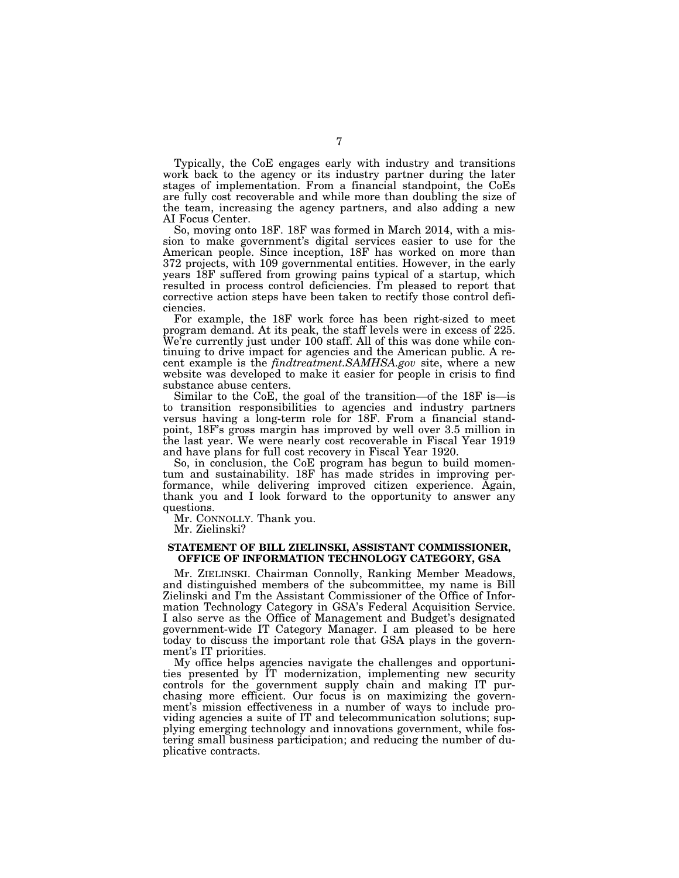Typically, the CoE engages early with industry and transitions work back to the agency or its industry partner during the later stages of implementation. From a financial standpoint, the CoEs are fully cost recoverable and while more than doubling the size of the team, increasing the agency partners, and also adding a new AI Focus Center.

So, moving onto 18F. 18F was formed in March 2014, with a mission to make government's digital services easier to use for the American people. Since inception, 18F has worked on more than 372 projects, with 109 governmental entities. However, in the early years 18F suffered from growing pains typical of a startup, which resulted in process control deficiencies. I'm pleased to report that corrective action steps have been taken to rectify those control deficiencies.

For example, the 18F work force has been right-sized to meet program demand. At its peak, the staff levels were in excess of 225. We're currently just under 100 staff. All of this was done while continuing to drive impact for agencies and the American public. A recent example is the *findtreatment.SAMHSA.gov* site, where a new website was developed to make it easier for people in crisis to find substance abuse centers.

Similar to the CoE, the goal of the transition—of the 18F is—is to transition responsibilities to agencies and industry partners versus having a long-term role for 18F. From a financial standpoint, 18F's gross margin has improved by well over 3.5 million in the last year. We were nearly cost recoverable in Fiscal Year 1919 and have plans for full cost recovery in Fiscal Year 1920.

So, in conclusion, the CoE program has begun to build momentum and sustainability. 18F has made strides in improving performance, while delivering improved citizen experience. Again, thank you and I look forward to the opportunity to answer any questions.

Mr. CONNOLLY. Thank you.

Mr. Zielinski?

**STATEMENT OF BILL ZIELINSKI, ASSISTANT COMMISSIONER, OFFICE OF INFORMATION TECHNOLOGY CATEGORY, GSA**

Mr. ZIELINSKI. Chairman Connolly, Ranking Member Meadows, and distinguished members of the subcommittee, my name is Bill Zielinski and I'm the Assistant Commissioner of the Office of Information Technology Category in GSA's Federal Acquisition Service. I also serve as the Office of Management and Budget's designated government-wide IT Category Manager. I am pleased to be here today to discuss the important role that GSA plays in the government's IT priorities.

My office helps agencies navigate the challenges and opportunities presented by IT modernization, implementing new security controls for the government supply chain and making IT purchasing more efficient. Our focus is on maximizing the government's mission effectiveness in a number of ways to include providing agencies a suite of IT and telecommunication solutions; supplying emerging technology and innovations government, while fostering small business participation; and reducing the number of duplicative contracts.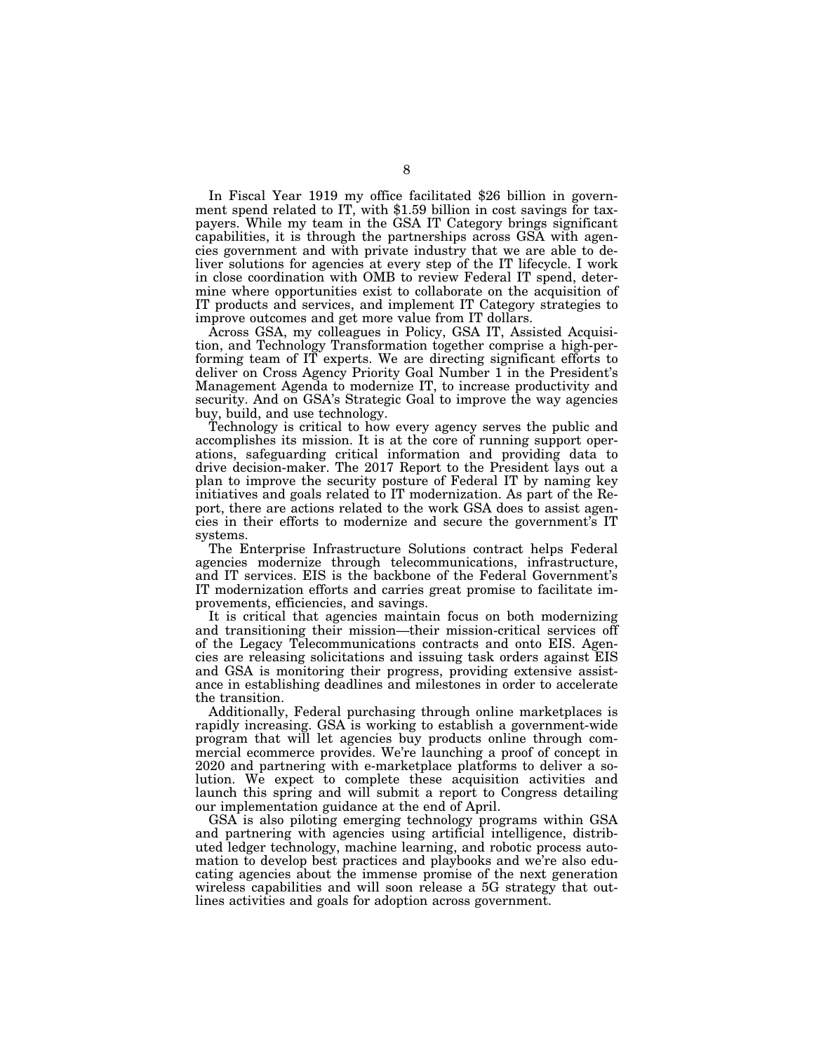In Fiscal Year 1919 my office facilitated $26 billion in government spend related to IT, with $1.59 billion in cost savings for taxpayers. While my team in the GSA IT Category brings significant capabilities, it is through the partnerships across GSA with agencies government and with private industry that we are able to deliver solutions for agencies at every step of the IT lifecycle. I work in close coordination with OMB to review Federal IT spend, determine where opportunities exist to collaborate on the acquisition of IT products and services, and implement IT Category strategies to improve outcomes and get more value from IT dollars.

Across GSA, my colleagues in Policy, GSA IT, Assisted Acquisition, and Technology Transformation together comprise a high-performing team of IT experts. We are directing significant efforts to deliver on Cross Agency Priority Goal Number 1 in the President's Management Agenda to modernize IT, to increase productivity and security. And on GSA's Strategic Goal to improve the way agencies buy, build, and use technology.

Technology is critical to how every agency serves the public and accomplishes its mission. It is at the core of running support operations, safeguarding critical information and providing data to drive decision-maker. The 2017 Report to the President lays out a plan to improve the security posture of Federal IT by naming key initiatives and goals related to IT modernization. As part of the Report, there are actions related to the work GSA does to assist agencies in their efforts to modernize and secure the government's IT systems.

The Enterprise Infrastructure Solutions contract helps Federal agencies modernize through telecommunications, infrastructure, and IT services. EIS is the backbone of the Federal Government's IT modernization efforts and carries great promise to facilitate improvements, efficiencies, and savings.

It is critical that agencies maintain focus on both modernizing and transitioning their mission—their mission-critical services off of the Legacy Telecommunications contracts and onto EIS. Agencies are releasing solicitations and issuing task orders against EIS and GSA is monitoring their progress, providing extensive assistance in establishing deadlines and milestones in order to accelerate the transition.

Additionally, Federal purchasing through online marketplaces is rapidly increasing. GSA is working to establish a government-wide program that will let agencies buy products online through commercial ecommerce provides. We're launching a proof of concept in 2020 and partnering with e-marketplace platforms to deliver a solution. We expect to complete these acquisition activities and launch this spring and will submit a report to Congress detailing our implementation guidance at the end of April.

GSA is also piloting emerging technology programs within GSA and partnering with agencies using artificial intelligence, distributed ledger technology, machine learning, and robotic process automation to develop best practices and playbooks and we're also educating agencies about the immense promise of the next generation wireless capabilities and will soon release a 5G strategy that outlines activities and goals for adoption across government.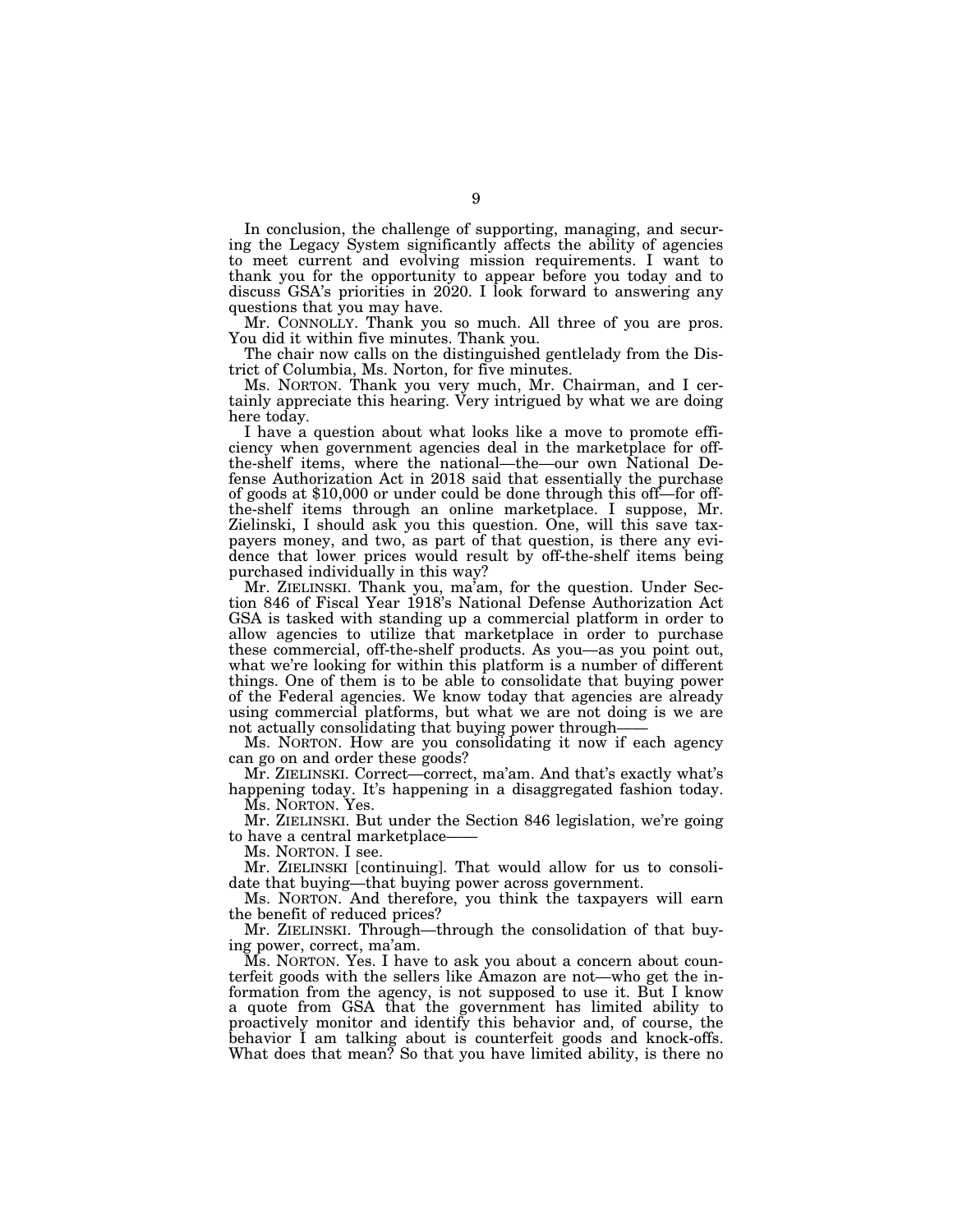In conclusion, the challenge of supporting, managing, and securing the Legacy System significantly affects the ability of agencies to meet current and evolving mission requirements. I want to thank you for the opportunity to appear before you today and to discuss GSA's priorities in 2020. I look forward to answering any questions that you may have.

Mr. CONNOLLY. Thank you so much. All three of you are pros. You did it within five minutes. Thank you.

The chair now calls on the distinguished gentlelady from the District of Columbia, Ms. Norton, for five minutes.

Ms. NORTON. Thank you very much, Mr. Chairman, and I certainly appreciate this hearing. Very intrigued by what we are doing here today.

I have a question about what looks like a move to promote efficiency when government agencies deal in the marketplace for off-the-shelf items, where the national—the—our own National Defense Authorization Act in 2018 said that essentially the purchase of goods at $10,000 or under could be done through this off—for off-the-shelf items through an online marketplace. I suppose, Mr. Zielinski, I should ask you this question. One, will this save taxpayers money, and two, as part of that question, is there any evidence that lower prices would result by off-the-shelf items being purchased individually in this way?

Mr. ZIELINSKI. Thank you, ma'am, for the question. Under Section 846 of Fiscal Year 1918's National Defense Authorization Act GSA is tasked with standing up a commercial platform in order to allow agencies to utilize that marketplace in order to purchase these commercial, off-the-shelf products. As you—as you point out, what we're looking for within this platform is a number of different things. One of them is to be able to consolidate that buying power of the Federal agencies. We know today that agencies are already using commercial platforms, but what we are not doing is we are not actually consolidating that buying power through——

Ms. NORTON. How are you consolidating it now if each agency can go on and order these goods?

Mr. ZIELINSKI. Correct—correct, ma'am. And that's exactly what's happening today. It's happening in a disaggregated fashion today.

Ms. NORTON. Yes.

Mr. ZIELINSKI. But under the Section 846 legislation, we're going to have a central marketplace——

Ms. NORTON. I see.

Mr. ZIELINSKI [continuing]. That would allow for us to consolidate that buying—that buying power across government.

Ms. NORTON. And therefore, you think the taxpayers will earn the benefit of reduced prices?

Mr. ZIELINSKI. Through—through the consolidation of that buying power, correct, ma'am.

Ms. NORTON. Yes. I have to ask you about a concern about counterfeit goods with the sellers like Amazon are not—who get the information from the agency, is not supposed to use it. But I know a quote from GSA that the government has limited ability to proactively monitor and identify this behavior and, of course, the behavior I am talking about is counterfeit goods and knock-offs. What does that mean? So that you have limited ability, is there no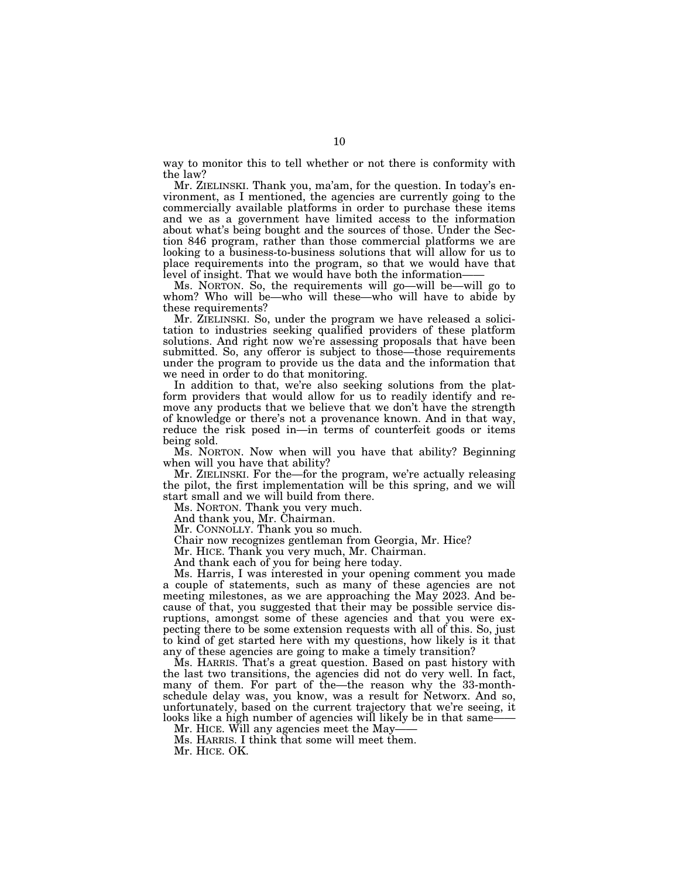way to monitor this to tell whether or not there is conformity with the law?

Mr. ZIELINSKI. Thank you, ma'am, for the question. In today's environment, as I mentioned, the agencies are currently going to the commercially available platforms in order to purchase these items and we as a government have limited access to the information about what's being bought and the sources of those. Under the Section 846 program, rather than those commercial platforms we are looking to a business-to-business solutions that will allow for us to place requirements into the program, so that we would have that level of insight. That we would have both the information——

Ms. NORTON. So, the requirements will go—will be—will go to whom? Who will be—who will these—who will have to abide by these requirements?

Mr. ZIELINSKI. So, under the program we have released a solicitation to industries seeking qualified providers of these platform solutions. And right now we're assessing proposals that have been submitted. So, any offeror is subject to those—those requirements under the program to provide us the data and the information that we need in order to do that monitoring.

In addition to that, we're also seeking solutions from the platform providers that would allow for us to readily identify and remove any products that we believe that we don't have the strength of knowledge or there's not a provenance known. And in that way, reduce the risk posed in—in terms of counterfeit goods or items being sold.

Ms. NORTON. Now when will you have that ability? Beginning when will you have that ability?

Mr. ZIELINSKI. For the—for the program, we're actually releasing the pilot, the first implementation will be this spring, and we will start small and we will build from there.

Ms. NORTON. Thank you very much.

And thank you, Mr. Chairman.

Mr. CONNOLLY. Thank you so much.

Chair now recognizes gentleman from Georgia, Mr. Hice?

Mr. HICE. Thank you very much, Mr. Chairman.

And thank each of you for being here today.

Ms. Harris, I was interested in your opening comment you made a couple of statements, such as many of these agencies are not meeting milestones, as we are approaching the May 2023. And because of that, you suggested that their may be possible service disruptions, amongst some of these agencies and that you were expecting there to be some extension requests with all of this. So, just to kind of get started here with my questions, how likely is it that any of these agencies are going to make a timely transition?

Ms. HARRIS. That's a great question. Based on past history with the last two transitions, the agencies did not do very well. In fact, many of them. For part of the—the reason why the 33-month-schedule delay was, you know, was a result for Networx. And so, unfortunately, based on the current trajectory that we're seeing, it looks like a high number of agencies will likely be in that same——

Mr. HICE. Will any agencies meet the May——

Ms. HARRIS. I think that some will meet them.

Mr. HICE. OK.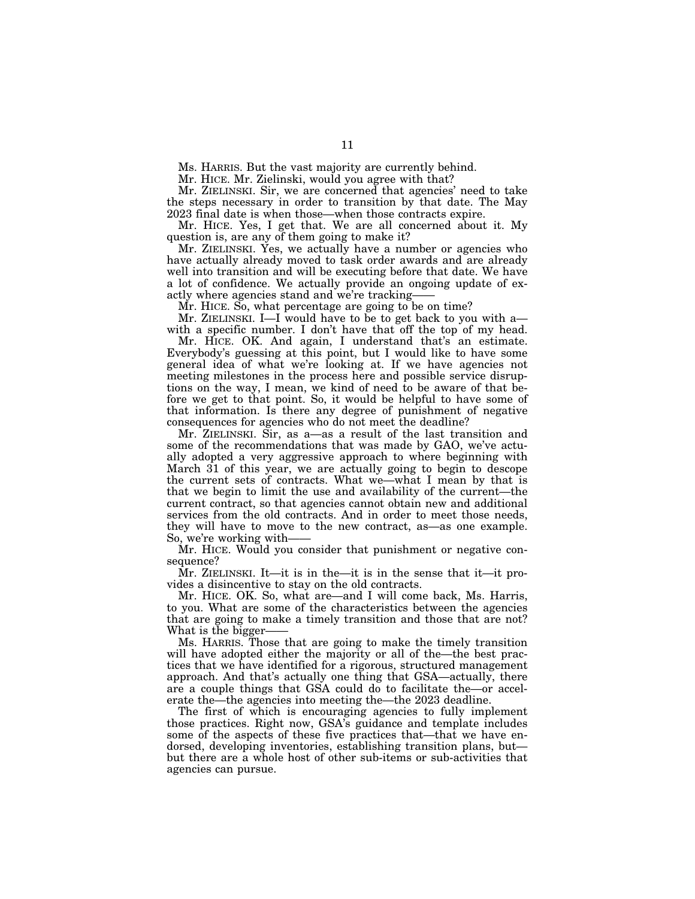Ms. HARRIS. But the vast majority are currently behind.

Mr. HICE. Mr. Zielinski, would you agree with that?

Mr. ZIELINSKI. Sir, we are concerned that agencies' need to take the steps necessary in order to transition by that date. The May 2023 final date is when those—when those contracts expire.

Mr. HICE. Yes, I get that. We are all concerned about it. My question is, are any of them going to make it?

Mr. ZIELINSKI. Yes, we actually have a number or agencies who have actually already moved to task order awards and are already well into transition and will be executing before that date. We have a lot of confidence. We actually provide an ongoing update of exactly where agencies stand and we're tracking——

Mr. HICE. So, what percentage are going to be on time?

Mr. ZIELINSKI. I—I would have to be to get back to you with a—with a specific number. I don't have that off the top of my head.

Mr. HICE. OK. And again, I understand that's an estimate. Everybody's guessing at this point, but I would like to have some general idea of what we're looking at. If we have agencies not meeting milestones in the process here and possible service disruptions on the way, I mean, we kind of need to be aware of that before we get to that point. So, it would be helpful to have some of that information. Is there any degree of punishment of negative consequences for agencies who do not meet the deadline?

Mr. ZIELINSKI. Sir, as a—as a result of the last transition and some of the recommendations that was made by GAO, we've actually adopted a very aggressive approach to where beginning with March 31 of this year, we are actually going to begin to descope the current sets of contracts. What we—what I mean by that is that we begin to limit the use and availability of the current—the current contract, so that agencies cannot obtain new and additional services from the old contracts. And in order to meet those needs, they will have to move to the new contract, as—as one example. So, we're working with——

Mr. HICE. Would you consider that punishment or negative consequence?

Mr. ZIELINSKI. It—it is in the—it is in the sense that it—it provides a disincentive to stay on the old contracts.

Mr. HICE. OK. So, what are—and I will come back, Ms. Harris, to you. What are some of the characteristics between the agencies that are going to make a timely transition and those that are not? What is the bigger——

Ms. HARRIS. Those that are going to make the timely transition will have adopted either the majority or all of the—the best practices that we have identified for a rigorous, structured management approach. And that's actually one thing that GSA—actually, there are a couple things that GSA could do to facilitate the—or accelerate the—the agencies into meeting the—the 2023 deadline.

The first of which is encouraging agencies to fully implement those practices. Right now, GSA's guidance and template includes some of the aspects of these five practices that—that we have endorsed, developing inventories, establishing transition plans, but—but there are a whole host of other sub-items or sub-activities that agencies can pursue.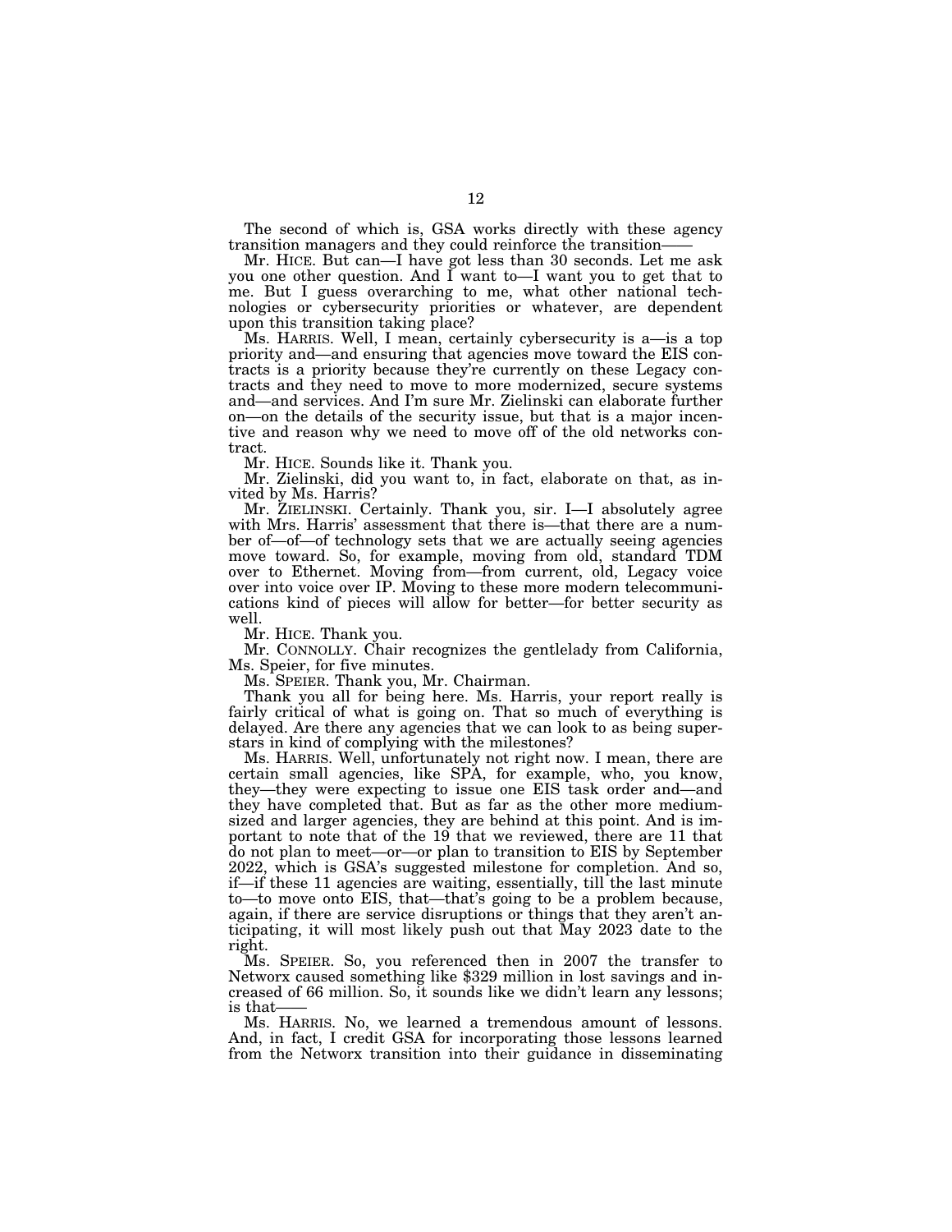The second of which is, GSA works directly with these agency transition managers and they could reinforce the transition——

Mr. HICE. But can—I have got less than 30 seconds. Let me ask you one other question. And I want to—I want you to get that to me. But I guess overarching to me, what other national technologies or cybersecurity priorities or whatever, are dependent upon this transition taking place?

Ms. HARRIS. Well, I mean, certainly cybersecurity is a—is a top priority and—and ensuring that agencies move toward the EIS contracts is a priority because they're currently on these Legacy contracts and they need to move to more modernized, secure systems and—and services. And I'm sure Mr. Zielinski can elaborate further on—on the details of the security issue, but that is a major incentive and reason why we need to move off of the old networks contract.

Mr. HICE. Sounds like it. Thank you.

Mr. Zielinski, did you want to, in fact, elaborate on that, as invited by Ms. Harris?

Mr. ZIELINSKI. Certainly. Thank you, sir. I—I absolutely agree with Mrs. Harris' assessment that there is—that there are a number of—of—of technology sets that we are actually seeing agencies move toward. So, for example, moving from old, standard TDM over to Ethernet. Moving from—from current, old, Legacy voice over into voice over IP. Moving to these more modern telecommunications kind of pieces will allow for better—for better security as well.

Mr. HICE. Thank you.

Mr. CONNOLLY. Chair recognizes the gentlelady from California, Ms. Speier, for five minutes.

Ms. SPEIER. Thank you, Mr. Chairman.

Thank you all for being here. Ms. Harris, your report really is fairly critical of what is going on. That so much of everything is delayed. Are there any agencies that we can look to as being superstars in kind of complying with the milestones?

Ms. HARRIS. Well, unfortunately not right now. I mean, there are certain small agencies, like SPA, for example, who, you know, they—they were expecting to issue one EIS task order and—and they have completed that. But as far as the other more medium-sized and larger agencies, they are behind at this point. And is important to note that of the 19 that we reviewed, there are 11 that do not plan to meet—or—or plan to transition to EIS by September 2022, which is GSA's suggested milestone for completion. And so, if—if these 11 agencies are waiting, essentially, till the last minute to—to move onto EIS, that—that's going to be a problem because, again, if there are service disruptions or things that they aren't anticipating, it will most likely push out that May 2023 date to the right.

Ms. SPEIER. So, you referenced then in 2007 the transfer to Networx caused something like $329 million in lost savings and increased of 66 million. So, it sounds like we didn't learn any lessons; is that——

Ms. HARRIS. No, we learned a tremendous amount of lessons. And, in fact, I credit GSA for incorporating those lessons learned from the Networx transition into their guidance in disseminating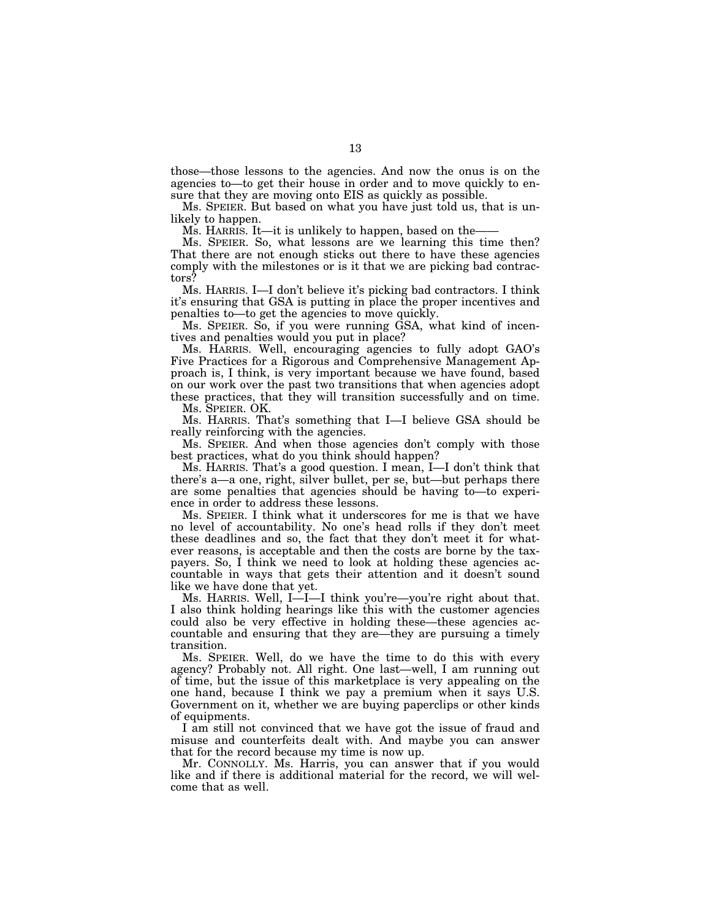those—those lessons to the agencies. And now the onus is on the agencies to—to get their house in order and to move quickly to ensure that they are moving onto EIS as quickly as possible.

Ms. SPEIER. But based on what you have just told us, that is unlikely to happen.

Ms. HARRIS. It—it is unlikely to happen, based on the——

Ms. SPEIER. So, what lessons are we learning this time then? That there are not enough sticks out there to have these agencies comply with the milestones or is it that we are picking bad contractors?

Ms. HARRIS. I—I don't believe it's picking bad contractors. I think it's ensuring that GSA is putting in place the proper incentives and penalties to—to get the agencies to move quickly.

Ms. SPEIER. So, if you were running GSA, what kind of incentives and penalties would you put in place?

Ms. HARRIS. Well, encouraging agencies to fully adopt GAO's Five Practices for a Rigorous and Comprehensive Management Approach is, I think, is very important because we have found, based on our work over the past two transitions that when agencies adopt these practices, that they will transition successfully and on time.

Ms. SPEIER. OK.

Ms. HARRIS. That's something that I—I believe GSA should be really reinforcing with the agencies.

Ms. SPEIER. And when those agencies don't comply with those best practices, what do you think should happen?

Ms. HARRIS. That's a good question. I mean, I—I don't think that there's a—a one, right, silver bullet, per se, but—but perhaps there are some penalties that agencies should be having to—to experience in order to address these lessons.

Ms. SPEIER. I think what it underscores for me is that we have no level of accountability. No one's head rolls if they don't meet these deadlines and so, the fact that they don't meet it for whatever reasons, is acceptable and then the costs are borne by the taxpayers. So, I think we need to look at holding these agencies accountable in ways that gets their attention and it doesn't sound like we have done that yet.

Ms. HARRIS. Well, I—I—I think you're—you're right about that. I also think holding hearings like this with the customer agencies could also be very effective in holding these—these agencies accountable and ensuring that they are—they are pursuing a timely transition.

Ms. SPEIER. Well, do we have the time to do this with every agency? Probably not. All right. One last—well, I am running out of time, but the issue of this marketplace is very appealing on the one hand, because I think we pay a premium when it says U.S. Government on it, whether we are buying paperclips or other kinds of equipments.

I am still not convinced that we have got the issue of fraud and misuse and counterfeits dealt with. And maybe you can answer that for the record because my time is now up.

Mr. CONNOLLY. Ms. Harris, you can answer that if you would like and if there is additional material for the record, we will welcome that as well.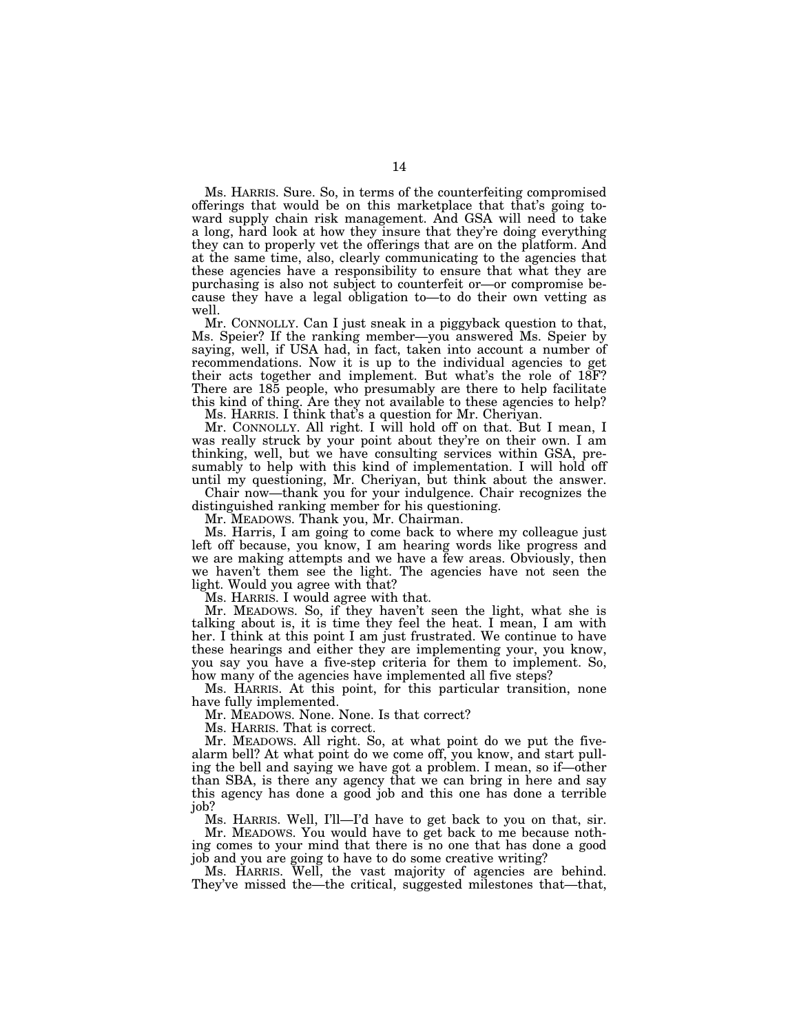Ms. HARRIS. Sure. So, in terms of the counterfeiting compromised offerings that would be on this marketplace that that's going toward supply chain risk management. And GSA will need to take a long, hard look at how they insure that they're doing everything they can to properly vet the offerings that are on the platform. And at the same time, also, clearly communicating to the agencies that these agencies have a responsibility to ensure that what they are purchasing is also not subject to counterfeit or—or compromise because they have a legal obligation to—to do their own vetting as well.

Mr. CONNOLLY. Can I just sneak in a piggyback question to that, Ms. Speier? If the ranking member—you answered Ms. Speier by saying, well, if USA had, in fact, taken into account a number of recommendations. Now it is up to the individual agencies to get their acts together and implement. But what's the role of 18F? There are 185 people, who presumably are there to help facilitate this kind of thing. Are they not available to these agencies to help?

Ms. HARRIS. I think that's a question for Mr. Cheriyan.

Mr. CONNOLLY. All right. I will hold off on that. But I mean, I was really struck by your point about they're on their own. I am thinking, well, but we have consulting services within GSA, presumably to help with this kind of implementation. I will hold off until my questioning, Mr. Cheriyan, but think about the answer.

Chair now—thank you for your indulgence. Chair recognizes the distinguished ranking member for his questioning.

Mr. MEADOWS. Thank you, Mr. Chairman.

Ms. Harris, I am going to come back to where my colleague just left off because, you know, I am hearing words like progress and we are making attempts and we have a few areas. Obviously, then we haven't them see the light. The agencies have not seen the light. Would you agree with that?

Ms. HARRIS. I would agree with that.

Mr. MEADOWS. So, if they haven't seen the light, what she is talking about is, it is time they feel the heat. I mean, I am with her. I think at this point I am just frustrated. We continue to have these hearings and either they are implementing your, you know, you say you have a five-step criteria for them to implement. So, how many of the agencies have implemented all five steps?

Ms. HARRIS. At this point, for this particular transition, none have fully implemented.

Mr. MEADOWS. None. None. Is that correct?

Ms. HARRIS. That is correct.

Mr. MEADOWS. All right. So, at what point do we put the five-alarm bell? At what point do we come off, you know, and start pulling the bell and saying we have got a problem. I mean, so if—other than SBA, is there any agency that we can bring in here and say this agency has done a good job and this one has done a terrible job?

Ms. HARRIS. Well, I'll—I'd have to get back to you on that, sir.

Mr. MEADOWS. You would have to get back to me because nothing comes to your mind that there is no one that has done a good job and you are going to have to do some creative writing?

Ms. HARRIS. Well, the vast majority of agencies are behind. They've missed the—the critical, suggested milestones that—that,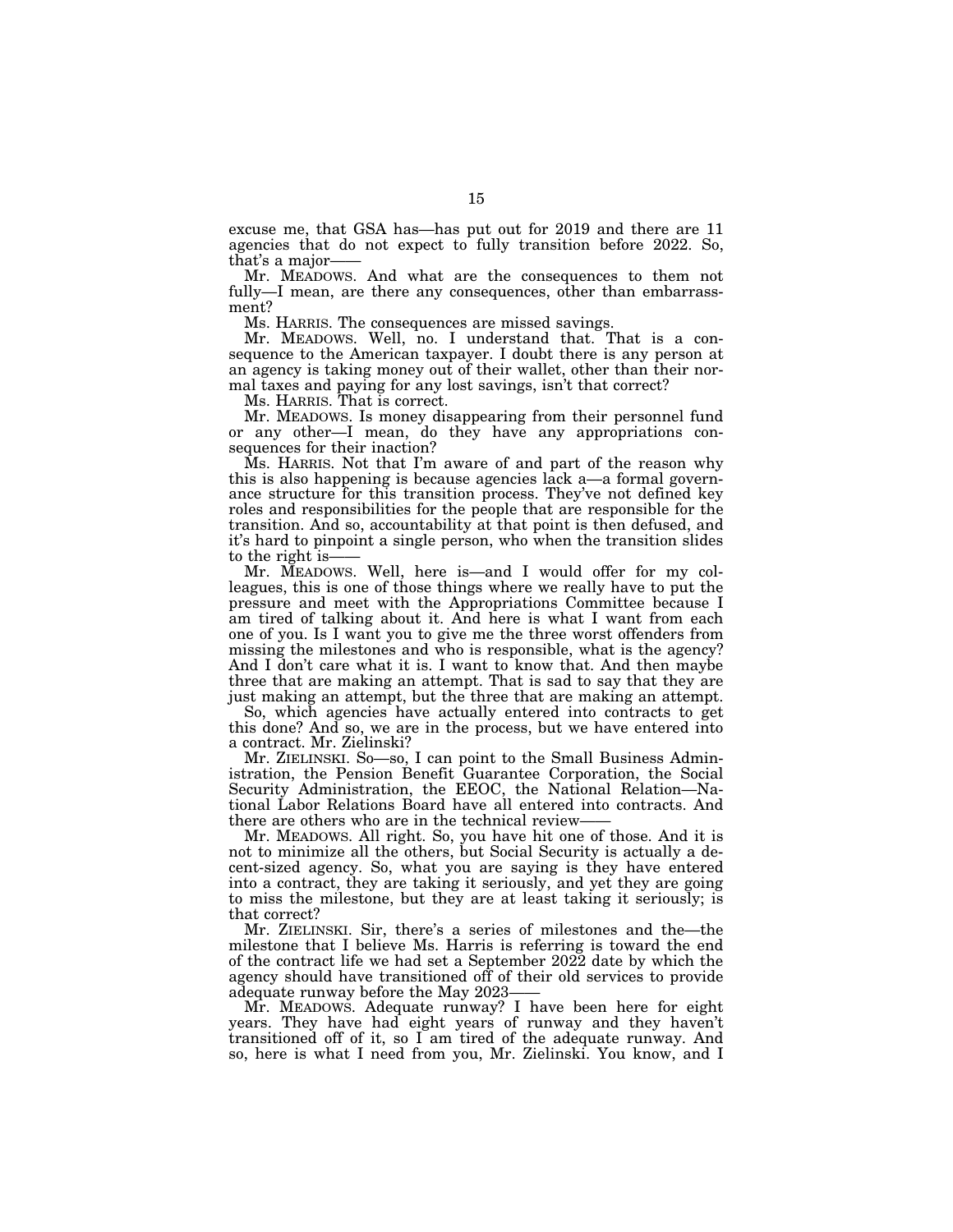excuse me, that GSA has—has put out for 2019 and there are 11 agencies that do not expect to fully transition before 2022. So, that's a major——

Mr. MEADOWS. And what are the consequences to them not fully—I mean, are there any consequences, other than embarrassment?

Ms. HARRIS. The consequences are missed savings.

Mr. MEADOWS. Well, no. I understand that. That is a consequence to the American taxpayer. I doubt there is any person at an agency is taking money out of their wallet, other than their normal taxes and paying for any lost savings, isn't that correct?

Ms. HARRIS. That is correct.

Mr. MEADOWS. Is money disappearing from their personnel fund or any other—I mean, do they have any appropriations consequences for their inaction?

Ms. HARRIS. Not that I'm aware of and part of the reason why this is also happening is because agencies lack a—a formal governance structure for this transition process. They've not defined key roles and responsibilities for the people that are responsible for the transition. And so, accountability at that point is then defused, and it's hard to pinpoint a single person, who when the transition slides to the right is——

Mr. MEADOWS. Well, here is—and I would offer for my colleagues, this is one of those things where we really have to put the pressure and meet with the Appropriations Committee because I am tired of talking about it. And here is what I want from each one of you. Is I want you to give me the three worst offenders from missing the milestones and who is responsible, what is the agency? And I don't care what it is. I want to know that. And then maybe three that are making an attempt. That is sad to say that they are just making an attempt, but the three that are making an attempt.

So, which agencies have actually entered into contracts to get this done? And so, we are in the process, but we have entered into a contract. Mr. Zielinski?

Mr. ZIELINSKI. So—so, I can point to the Small Business Administration, the Pension Benefit Guarantee Corporation, the Social Security Administration, the EEOC, the National Relation—National Labor Relations Board have all entered into contracts. And there are others who are in the technical review——

Mr. MEADOWS. All right. So, you have hit one of those. And it is not to minimize all the others, but Social Security is actually a decent-sized agency. So, what you are saying is they have entered into a contract, they are taking it seriously, and yet they are going to miss the milestone, but they are at least taking it seriously; is that correct?

Mr. ZIELINSKI. Sir, there's a series of milestones and the—the milestone that I believe Ms. Harris is referring is toward the end of the contract life we had set a September 2022 date by which the agency should have transitioned off of their old services to provide adequate runway before the May 2023——

Mr. MEADOWS. Adequate runway? I have been here for eight years. They have had eight years of runway and they haven't transitioned off of it, so I am tired of the adequate runway. And so, here is what I need from you, Mr. Zielinski. You know, and I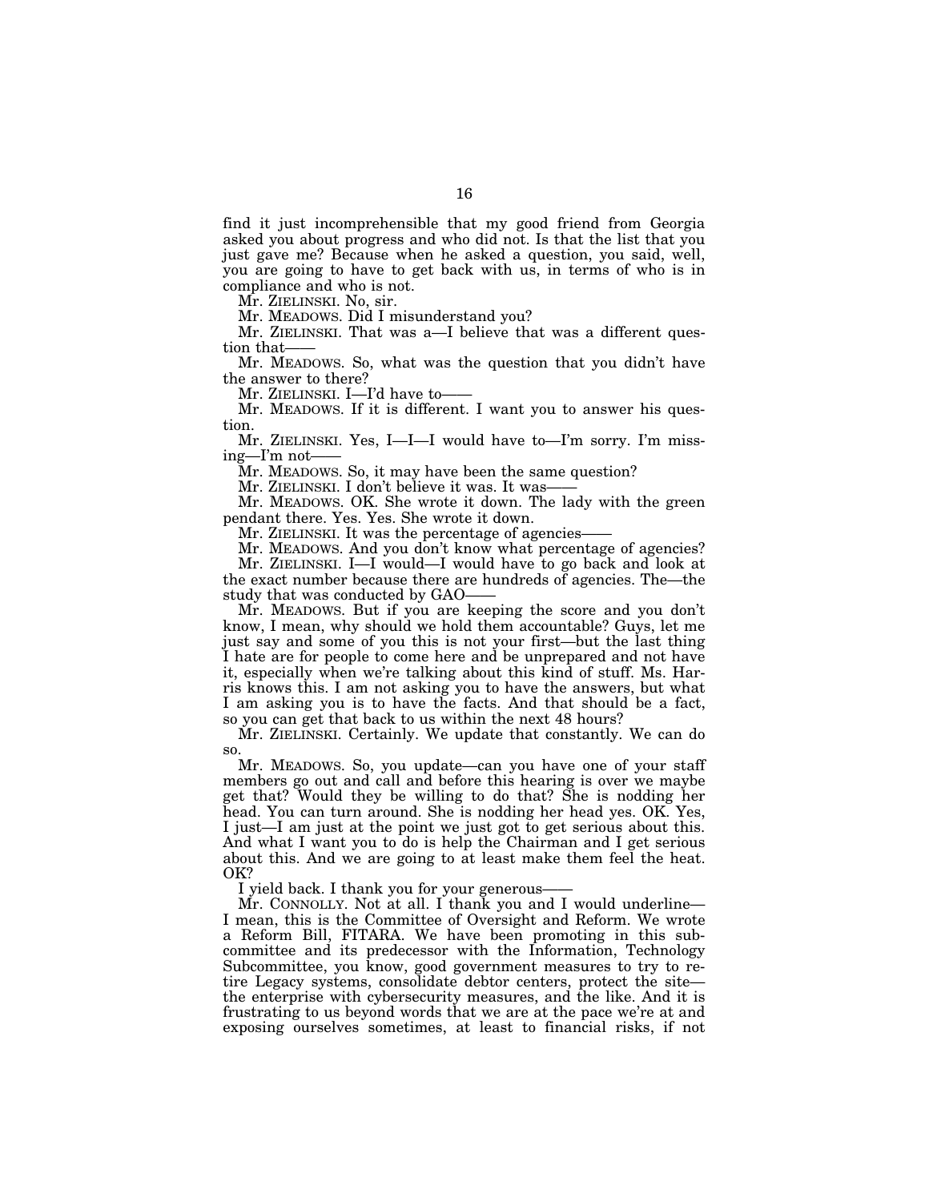find it just incomprehensible that my good friend from Georgia asked you about progress and who did not. Is that the list that you just gave me? Because when he asked a question, you said, well, you are going to have to get back with us, in terms of who is in compliance and who is not.

Mr. ZIELINSKI. No, sir.

Mr. MEADOWS. Did I misunderstand you?

Mr. ZIELINSKI. That was a—I believe that was a different question that——

Mr. MEADOWS. So, what was the question that you didn't have the answer to there?

Mr. ZIELINSKI. I—I'd have to——

Mr. MEADOWS. If it is different. I want you to answer his question.

Mr. ZIELINSKI. Yes, I—I—I would have to—I'm sorry. I'm missing—I'm not——

Mr. MEADOWS. So, it may have been the same question?

Mr. ZIELINSKI. I don't believe it was. It was——

Mr. MEADOWS. OK. She wrote it down. The lady with the green pendant there. Yes. Yes. She wrote it down.

Mr. ZIELINSKI. It was the percentage of agencies——

Mr. MEADOWS. And you don't know what percentage of agencies?

Mr. ZIELINSKI. I—I would—I would have to go back and look at the exact number because there are hundreds of agencies. The—the study that was conducted by GAO——

Mr. MEADOWS. But if you are keeping the score and you don't know, I mean, why should we hold them accountable? Guys, let me just say and some of you this is not your first—but the last thing I hate are for people to come here and be unprepared and not have it, especially when we're talking about this kind of stuff. Ms. Harris knows this. I am not asking you to have the answers, but what I am asking you is to have the facts. And that should be a fact, so you can get that back to us within the next 48 hours?

Mr. ZIELINSKI. Certainly. We update that constantly. We can do so.

Mr. MEADOWS. So, you update—can you have one of your staff members go out and call and before this hearing is over we maybe get that? Would they be willing to do that? She is nodding her head. You can turn around. She is nodding her head yes. OK. Yes, I just—I am just at the point we just got to get serious about this. And what I want you to do is help the Chairman and I get serious about this. And we are going to at least make them feel the heat. OK?

I yield back. I thank you for your generous——

Mr. CONNOLLY. Not at all. I thank you and I would underline—I mean, this is the Committee of Oversight and Reform. We wrote a Reform Bill, FITARA. We have been promoting in this subcommittee and its predecessor with the Information, Technology Subcommittee, you know, good government measures to try to retire Legacy systems, consolidate debtor centers, protect the site—the enterprise with cybersecurity measures, and the like. And it is frustrating to us beyond words that we are at the pace we're at and exposing ourselves sometimes, at least to financial risks, if not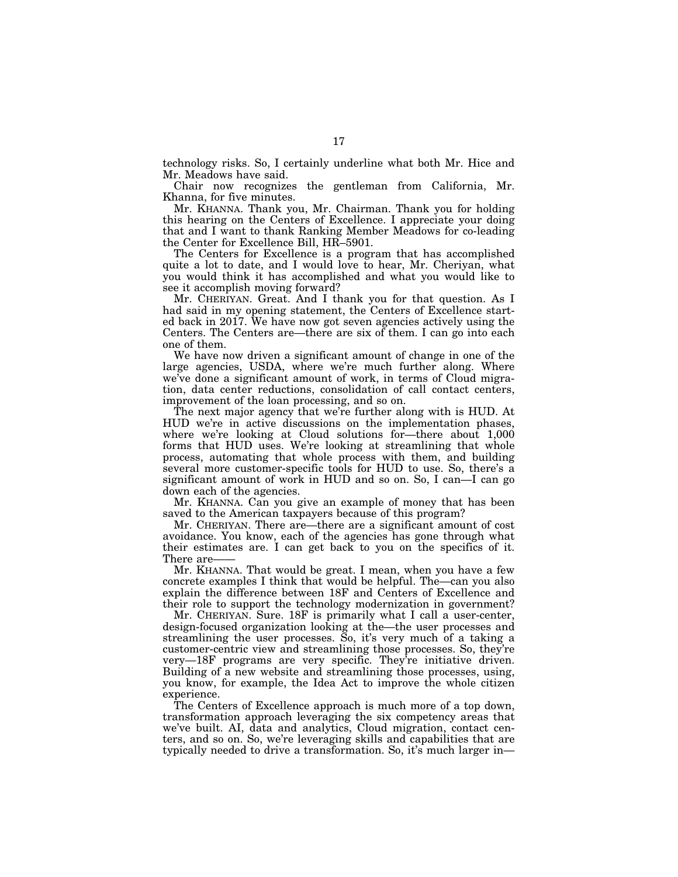technology risks. So, I certainly underline what both Mr. Hice and Mr. Meadows have said.

Chair now recognizes the gentleman from California, Mr. Khanna, for five minutes.

Mr. KHANNA. Thank you, Mr. Chairman. Thank you for holding this hearing on the Centers of Excellence. I appreciate your doing that and I want to thank Ranking Member Meadows for co-leading the Center for Excellence Bill, HR–5901.

The Centers for Excellence is a program that has accomplished quite a lot to date, and I would love to hear, Mr. Cheriyan, what you would think it has accomplished and what you would like to see it accomplish moving forward?

Mr. CHERIYAN. Great. And I thank you for that question. As I had said in my opening statement, the Centers of Excellence started back in 2017. We have now got seven agencies actively using the Centers. The Centers are—there are six of them. I can go into each one of them.

We have now driven a significant amount of change in one of the large agencies, USDA, where we're much further along. Where we've done a significant amount of work, in terms of Cloud migration, data center reductions, consolidation of call contact centers, improvement of the loan processing, and so on.

The next major agency that we're further along with is HUD. At HUD we're in active discussions on the implementation phases, where we're looking at Cloud solutions for—there about 1,000 forms that HUD uses. We're looking at streamlining that whole process, automating that whole process with them, and building several more customer-specific tools for HUD to use. So, there's a significant amount of work in HUD and so on. So, I can—I can go down each of the agencies.

Mr. KHANNA. Can you give an example of money that has been saved to the American taxpayers because of this program?

Mr. CHERIYAN. There are—there are a significant amount of cost avoidance. You know, each of the agencies has gone through what their estimates are. I can get back to you on the specifics of it. There are——

Mr. KHANNA. That would be great. I mean, when you have a few concrete examples I think that would be helpful. The—can you also explain the difference between 18F and Centers of Excellence and their role to support the technology modernization in government?

Mr. CHERIYAN. Sure. 18F is primarily what I call a user-center, design-focused organization looking at the—the user processes and streamlining the user processes. So, it's very much of a taking a customer-centric view and streamlining those processes. So, they're very—18F programs are very specific. They're initiative driven. Building of a new website and streamlining those processes, using, you know, for example, the Idea Act to improve the whole citizen experience.

The Centers of Excellence approach is much more of a top down, transformation approach leveraging the six competency areas that we've built. AI, data and analytics, Cloud migration, contact centers, and so on. So, we're leveraging skills and capabilities that are typically needed to drive a transformation. So, it's much larger in—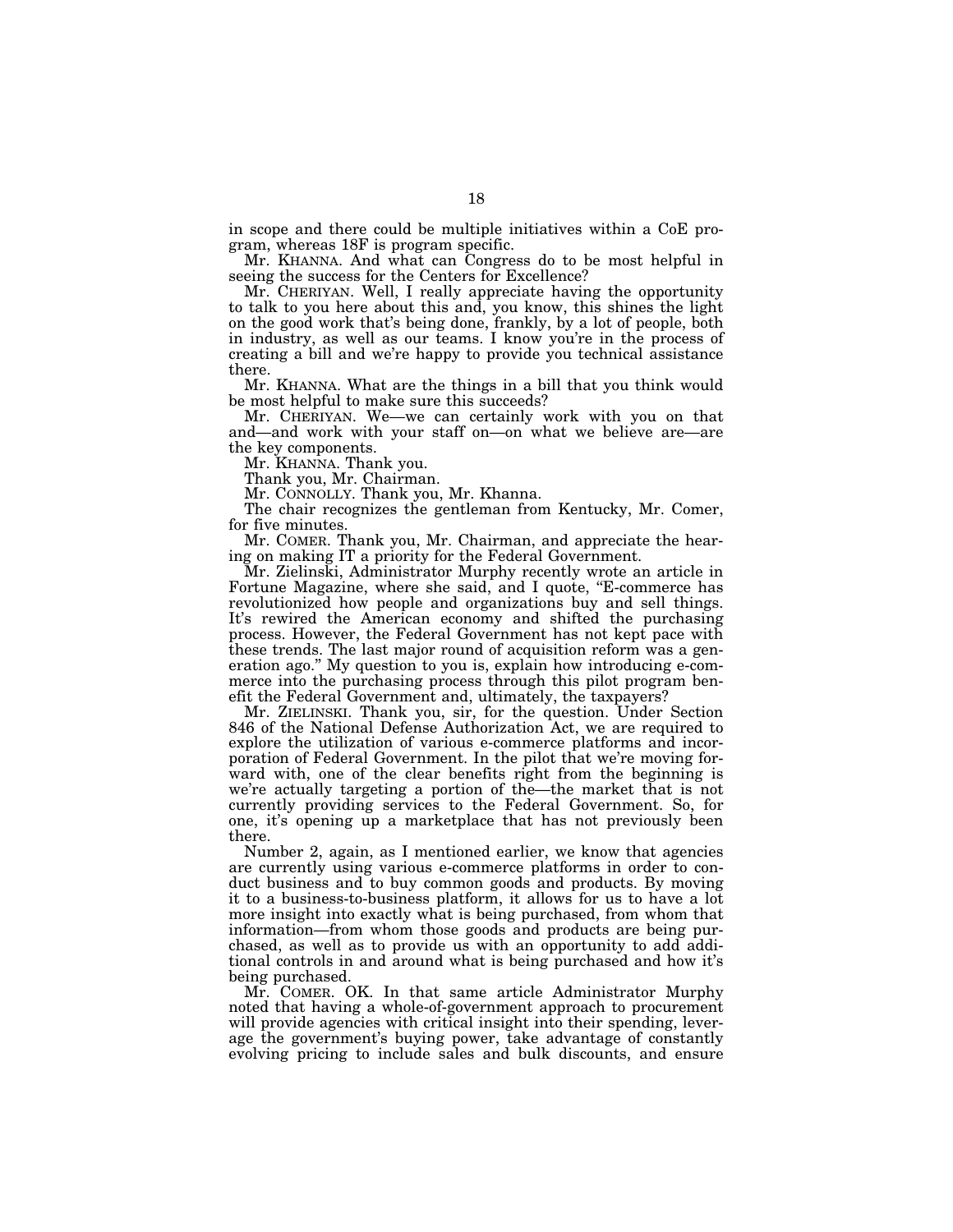in scope and there could be multiple initiatives within a CoE program, whereas 18F is program specific.

Mr. KHANNA. And what can Congress do to be most helpful in seeing the success for the Centers for Excellence?

Mr. CHERIYAN. Well, I really appreciate having the opportunity to talk to you here about this and, you know, this shines the light on the good work that's being done, frankly, by a lot of people, both in industry, as well as our teams. I know you're in the process of creating a bill and we're happy to provide you technical assistance there.

Mr. KHANNA. What are the things in a bill that you think would be most helpful to make sure this succeeds?

Mr. CHERIYAN. We—we can certainly work with you on that and—and work with your staff on—on what we believe are—are the key components.

Mr. KHANNA. Thank you.

Thank you, Mr. Chairman.

Mr. CONNOLLY. Thank you, Mr. Khanna.

The chair recognizes the gentleman from Kentucky, Mr. Comer, for five minutes.

Mr. COMER. Thank you, Mr. Chairman, and appreciate the hearing on making IT a priority for the Federal Government.

Mr. Zielinski, Administrator Murphy recently wrote an article in Fortune Magazine, where she said, and I quote, "E-commerce has revolutionized how people and organizations buy and sell things. It's rewired the American economy and shifted the purchasing process. However, the Federal Government has not kept pace with these trends. The last major round of acquisition reform was a generation ago." My question to you is, explain how introducing e-commerce into the purchasing process through this pilot program benefit the Federal Government and, ultimately, the taxpayers?

Mr. ZIELINSKI. Thank you, sir, for the question. Under Section 846 of the National Defense Authorization Act, we are required to explore the utilization of various e-commerce platforms and incorporation of Federal Government. In the pilot that we're moving forward with, one of the clear benefits right from the beginning is we're actually targeting a portion of the—the market that is not currently providing services to the Federal Government. So, for one, it's opening up a marketplace that has not previously been there.

Number 2, again, as I mentioned earlier, we know that agencies are currently using various e-commerce platforms in order to conduct business and to buy common goods and products. By moving it to a business-to-business platform, it allows for us to have a lot more insight into exactly what is being purchased, from whom that information—from whom those goods and products are being purchased, as well as to provide us with an opportunity to add additional controls in and around what is being purchased and how it's being purchased.

Mr. COMER. OK. In that same article Administrator Murphy noted that having a whole-of-government approach to procurement will provide agencies with critical insight into their spending, leverage the government's buying power, take advantage of constantly evolving pricing to include sales and bulk discounts, and ensure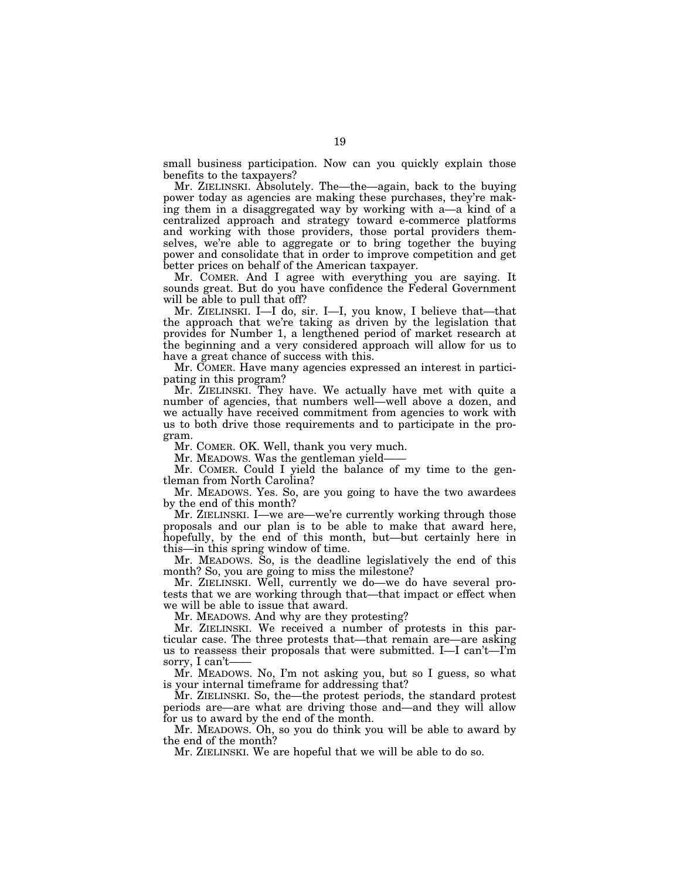small business participation. Now can you quickly explain those benefits to the taxpayers?

Mr. ZIELINSKI. Absolutely. The—the—again, back to the buying power today as agencies are making these purchases, they're making them in a disaggregated way by working with a—a kind of a centralized approach and strategy toward e-commerce platforms and working with those providers, those portal providers themselves, we're able to aggregate or to bring together the buying power and consolidate that in order to improve competition and get better prices on behalf of the American taxpayer.

Mr. COMER. And I agree with everything you are saying. It sounds great. But do you have confidence the Federal Government will be able to pull that off?

Mr. ZIELINSKI. I—I do, sir. I—I, you know, I believe that—that the approach that we're taking as driven by the legislation that provides for Number 1, a lengthened period of market research at the beginning and a very considered approach will allow for us to have a great chance of success with this.

Mr. COMER. Have many agencies expressed an interest in participating in this program?

Mr. ZIELINSKI. They have. We actually have met with quite a number of agencies, that numbers well—well above a dozen, and we actually have received commitment from agencies to work with us to both drive those requirements and to participate in the program.

Mr. COMER. OK. Well, thank you very much.

Mr. MEADOWS. Was the gentleman yield——

Mr. COMER. Could I yield the balance of my time to the gentleman from North Carolina?

Mr. MEADOWS. Yes. So, are you going to have the two awardees by the end of this month?

Mr. ZIELINSKI. I—we are—we're currently working through those proposals and our plan is to be able to make that award here, hopefully, by the end of this month, but—but certainly here in this—in this spring window of time.

Mr. MEADOWS. So, is the deadline legislatively the end of this month? So, you are going to miss the milestone?

Mr. ZIELINSKI. Well, currently we do—we do have several protests that we are working through that—that impact or effect when we will be able to issue that award.

Mr. MEADOWS. And why are they protesting?

Mr. ZIELINSKI. We received a number of protests in this particular case. The three protests that—that remain are—are asking us to reassess their proposals that were submitted. I—I can't—I'm sorry, I can't——

Mr. MEADOWS. No, I'm not asking you, but so I guess, so what is your internal timeframe for addressing that?

Mr. ZIELINSKI. So, the—the protest periods, the standard protest periods are—are what are driving those and—and they will allow for us to award by the end of the month.

Mr. MEADOWS. Oh, so you do think you will be able to award by the end of the month?

Mr. ZIELINSKI. We are hopeful that we will be able to do so.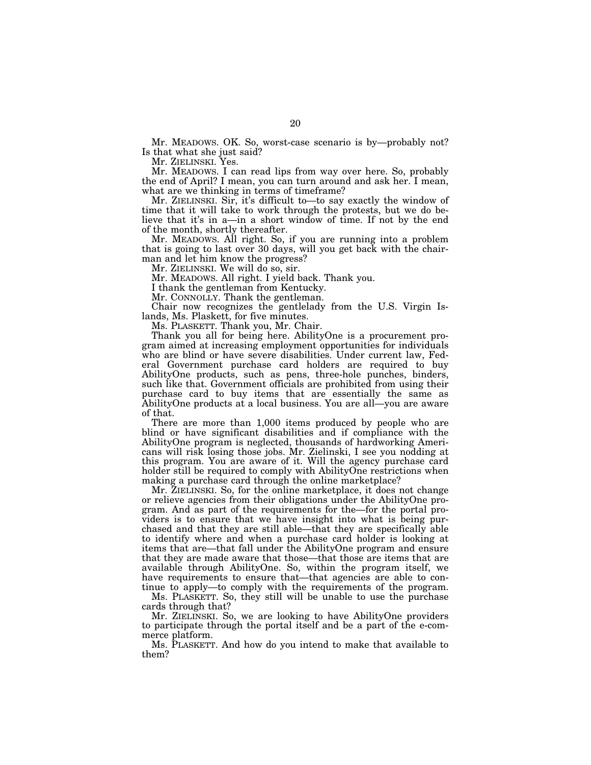Mr. MEADOWS. OK. So, worst-case scenario is by—probably not? Is that what she just said?

Mr. ZIELINSKI. Yes.

Mr. MEADOWS. I can read lips from way over here. So, probably the end of April? I mean, you can turn around and ask her. I mean, what are we thinking in terms of timeframe?

Mr. ZIELINSKI. Sir, it's difficult to—to say exactly the window of time that it will take to work through the protests, but we do believe that it's in a—in a short window of time. If not by the end of the month, shortly thereafter.

Mr. MEADOWS. All right. So, if you are running into a problem that is going to last over 30 days, will you get back with the chairman and let him know the progress?

Mr. ZIELINSKI. We will do so, sir.

Mr. MEADOWS. All right. I yield back. Thank you.

I thank the gentleman from Kentucky.

Mr. CONNOLLY. Thank the gentleman.

Chair now recognizes the gentlelady from the U.S. Virgin Islands, Ms. Plaskett, for five minutes.

Ms. PLASKETT. Thank you, Mr. Chair.

Thank you all for being here. AbilityOne is a procurement program aimed at increasing employment opportunities for individuals who are blind or have severe disabilities. Under current law, Federal Government purchase card holders are required to buy AbilityOne products, such as pens, three-hole punches, binders, such like that. Government officials are prohibited from using their purchase card to buy items that are essentially the same as AbilityOne products at a local business. You are all—you are aware of that.

There are more than 1,000 items produced by people who are blind or have significant disabilities and if compliance with the AbilityOne program is neglected, thousands of hardworking Americans will risk losing those jobs. Mr. Zielinski, I see you nodding at this program. You are aware of it. Will the agency purchase card holder still be required to comply with AbilityOne restrictions when making a purchase card through the online marketplace?

Mr. ZIELINSKI. So, for the online marketplace, it does not change or relieve agencies from their obligations under the AbilityOne program. And as part of the requirements for the—for the portal providers is to ensure that we have insight into what is being purchased and that they are still able—that they are specifically able to identify where and when a purchase card holder is looking at items that are—that fall under the AbilityOne program and ensure that they are made aware that those—that those are items that are available through AbilityOne. So, within the program itself, we have requirements to ensure that—that agencies are able to continue to apply—to comply with the requirements of the program.

Ms. PLASKETT. So, they still will be unable to use the purchase cards through that?

Mr. ZIELINSKI. So, we are looking to have AbilityOne providers to participate through the portal itself and be a part of the e-commerce platform.

Ms. PLASKETT. And how do you intend to make that available to them?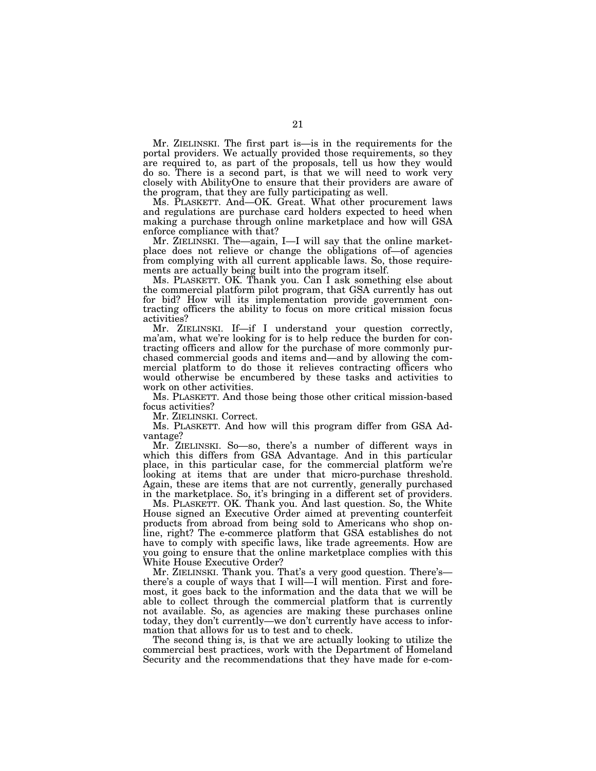Mr. ZIELINSKI. The first part is—is in the requirements for the portal providers. We actually provided those requirements, so they are required to, as part of the proposals, tell us how they would do so. There is a second part, is that we will need to work very closely with AbilityOne to ensure that their providers are aware of the program, that they are fully participating as well.

Ms. PLASKETT. And—OK. Great. What other procurement laws and regulations are purchase card holders expected to heed when making a purchase through online marketplace and how will GSA enforce compliance with that?

Mr. ZIELINSKI. The—again, I—I will say that the online marketplace does not relieve or change the obligations of—of agencies from complying with all current applicable laws. So, those requirements are actually being built into the program itself.

Ms. PLASKETT. OK. Thank you. Can I ask something else about the commercial platform pilot program, that GSA currently has out for bid? How will its implementation provide government contracting officers the ability to focus on more critical mission focus activities?

Mr. ZIELINSKI. If—if I understand your question correctly, ma'am, what we're looking for is to help reduce the burden for contracting officers and allow for the purchase of more commonly purchased commercial goods and items and—and by allowing the commercial platform to do those it relieves contracting officers who would otherwise be encumbered by these tasks and activities to work on other activities.

Ms. PLASKETT. And those being those other critical mission-based focus activities?

Mr. ZIELINSKI. Correct.

Ms. PLASKETT. And how will this program differ from GSA Advantage?

Mr. ZIELINSKI. So—so, there's a number of different ways in which this differs from GSA Advantage. And in this particular place, in this particular case, for the commercial platform we're looking at items that are under that micro-purchase threshold. Again, these are items that are not currently, generally purchased in the marketplace. So, it's bringing in a different set of providers.

Ms. PLASKETT. OK. Thank you. And last question. So, the White House signed an Executive Order aimed at preventing counterfeit products from abroad from being sold to Americans who shop online, right? The e-commerce platform that GSA establishes do not have to comply with specific laws, like trade agreements. How are you going to ensure that the online marketplace complies with this White House Executive Order?

Mr. ZIELINSKI. Thank you. That's a very good question. There's—there's a couple of ways that I will—I will mention. First and foremost, it goes back to the information and the data that we will be able to collect through the commercial platform that is currently not available. So, as agencies are making these purchases online today, they don't currently—we don't currently have access to information that allows for us to test and to check.

The second thing is, is that we are actually looking to utilize the commercial best practices, work with the Department of Homeland Security and the recommendations that they have made for e-com-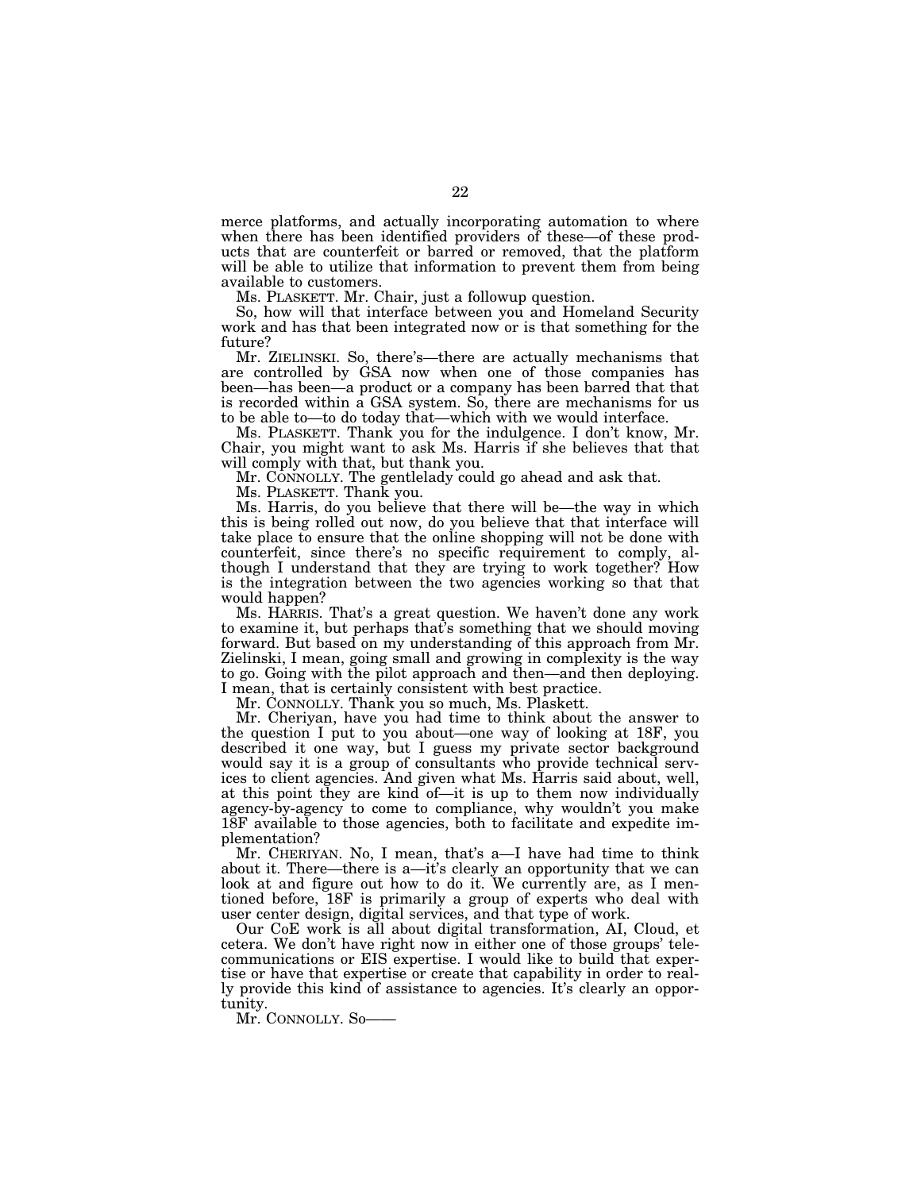merce platforms, and actually incorporating automation to where when there has been identified providers of these—of these products that are counterfeit or barred or removed, that the platform will be able to utilize that information to prevent them from being available to customers.

Ms. PLASKETT. Mr. Chair, just a followup question.

So, how will that interface between you and Homeland Security work and has that been integrated now or is that something for the future?

Mr. ZIELINSKI. So, there's—there are actually mechanisms that are controlled by GSA now when one of those companies has been—has been—a product or a company has been barred that that is recorded within a GSA system. So, there are mechanisms for us to be able to—to do today that—which with we would interface.

Ms. PLASKETT. Thank you for the indulgence. I don't know, Mr. Chair, you might want to ask Ms. Harris if she believes that that will comply with that, but thank you.

Mr. CONNOLLY. The gentlelady could go ahead and ask that.

Ms. PLASKETT. Thank you.

Ms. Harris, do you believe that there will be—the way in which this is being rolled out now, do you believe that that interface will take place to ensure that the online shopping will not be done with counterfeit, since there's no specific requirement to comply, although I understand that they are trying to work together? How is the integration between the two agencies working so that that would happen?

Ms. HARRIS. That's a great question. We haven't done any work to examine it, but perhaps that's something that we should moving forward. But based on my understanding of this approach from Mr. Zielinski, I mean, going small and growing in complexity is the way to go. Going with the pilot approach and then—and then deploying. I mean, that is certainly consistent with best practice.

Mr. CONNOLLY. Thank you so much, Ms. Plaskett.

Mr. Cheriyan, have you had time to think about the answer to the question I put to you about—one way of looking at 18F, you described it one way, but I guess my private sector background would say it is a group of consultants who provide technical services to client agencies. And given what Ms. Harris said about, well, at this point they are kind of—it is up to them now individually agency-by-agency to come to compliance, why wouldn't you make 18F available to those agencies, both to facilitate and expedite implementation?

Mr. CHERIYAN. No, I mean, that's a—I have had time to think about it. There—there is a—it's clearly an opportunity that we can look at and figure out how to do it. We currently are, as I mentioned before, 18F is primarily a group of experts who deal with user center design, digital services, and that type of work.

Our CoE work is all about digital transformation, AI, Cloud, et cetera. We don't have right now in either one of those groups' telecommunications or EIS expertise. I would like to build that expertise or have that expertise or create that capability in order to really provide this kind of assistance to agencies. It's clearly an opportunity.

Mr. CONNOLLY. So——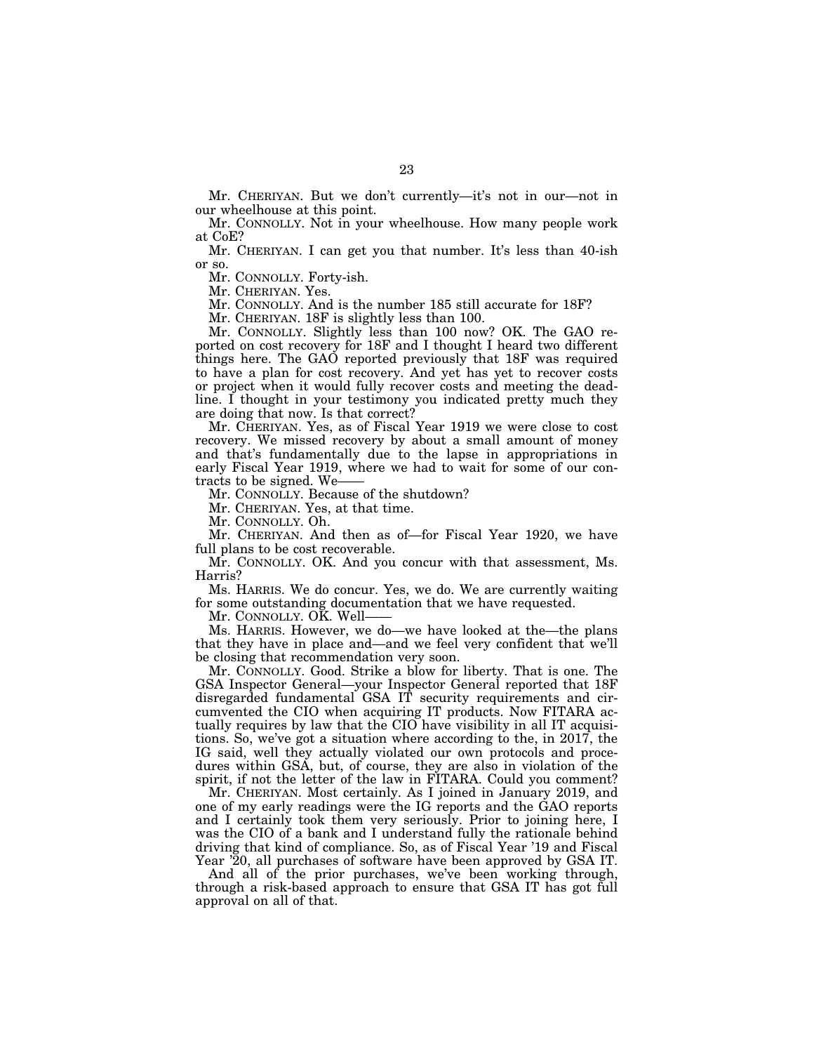Mr. CHERIYAN. But we don't currently—it's not in our—not in our wheelhouse at this point.

Mr. CONNOLLY. Not in your wheelhouse. How many people work at CoE?

Mr. CHERIYAN. I can get you that number. It's less than 40-ish or so.

Mr. CONNOLLY. Forty-ish.

Mr. CHERIYAN. Yes.

Mr. CONNOLLY. And is the number 185 still accurate for 18F?

Mr. CHERIYAN. 18F is slightly less than 100.

Mr. CONNOLLY. Slightly less than 100 now? OK. The GAO reported on cost recovery for 18F and I thought I heard two different things here. The GAO reported previously that 18F was required to have a plan for cost recovery. And yet has yet to recover costs or project when it would fully recover costs and meeting the deadline. I thought in your testimony you indicated pretty much they are doing that now. Is that correct?

Mr. CHERIYAN. Yes, as of Fiscal Year 1919 we were close to cost recovery. We missed recovery by about a small amount of money and that's fundamentally due to the lapse in appropriations in early Fiscal Year 1919, where we had to wait for some of our contracts to be signed. We——

Mr. CONNOLLY. Because of the shutdown?

Mr. CHERIYAN. Yes, at that time.

Mr. CONNOLLY. Oh.

Mr. CHERIYAN. And then as of—for Fiscal Year 1920, we have full plans to be cost recoverable.

Mr. CONNOLLY. OK. And you concur with that assessment, Ms. Harris?

Ms. HARRIS. We do concur. Yes, we do. We are currently waiting for some outstanding documentation that we have requested.

Mr. CONNOLLY. OK. Well——

Ms. HARRIS. However, we do—we have looked at the—the plans that they have in place and—and we feel very confident that we'll be closing that recommendation very soon.

Mr. CONNOLLY. Good. Strike a blow for liberty. That is one. The GSA Inspector General—your Inspector General reported that 18F disregarded fundamental GSA IT security requirements and circumvented the CIO when acquiring IT products. Now FITARA actually requires by law that the CIO have visibility in all IT acquisitions. So, we've got a situation where according to the, in 2017, the IG said, well they actually violated our own protocols and procedures within GSA, but, of course, they are also in violation of the spirit, if not the letter of the law in FITARA. Could you comment?

Mr. CHERIYAN. Most certainly. As I joined in January 2019, and one of my early readings were the IG reports and the GAO reports and I certainly took them very seriously. Prior to joining here, I was the CIO of a bank and I understand fully the rationale behind driving that kind of compliance. So, as of Fiscal Year '19 and Fiscal Year '20, all purchases of software have been approved by GSA IT.

And all of the prior purchases, we've been working through, through a risk-based approach to ensure that GSA IT has got full approval on all of that.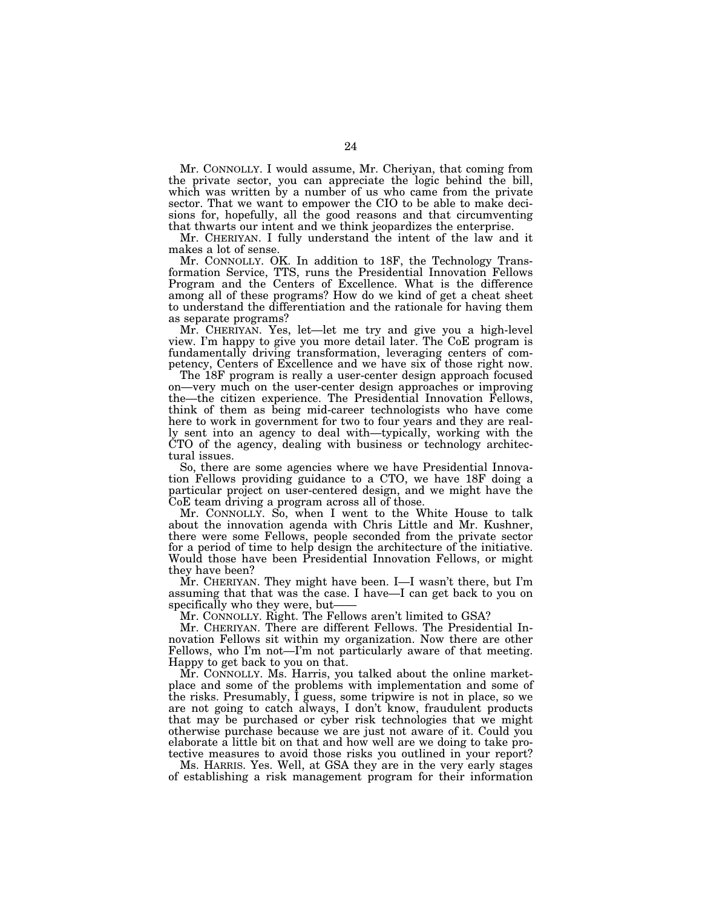Mr. CONNOLLY. I would assume, Mr. Cheriyan, that coming from the private sector, you can appreciate the logic behind the bill, which was written by a number of us who came from the private sector. That we want to empower the CIO to be able to make decisions for, hopefully, all the good reasons and that circumventing that thwarts our intent and we think jeopardizes the enterprise.

Mr. CHERIYAN. I fully understand the intent of the law and it makes a lot of sense.

Mr. CONNOLLY. OK. In addition to 18F, the Technology Transformation Service, TTS, runs the Presidential Innovation Fellows Program and the Centers of Excellence. What is the difference among all of these programs? How do we kind of get a cheat sheet to understand the differentiation and the rationale for having them as separate programs?

Mr. CHERIYAN. Yes, let—let me try and give you a high-level view. I'm happy to give you more detail later. The CoE program is fundamentally driving transformation, leveraging centers of competency, Centers of Excellence and we have six of those right now.

The 18F program is really a user-center design approach focused on—very much on the user-center design approaches or improving the—the citizen experience. The Presidential Innovation Fellows, think of them as being mid-career technologists who have come here to work in government for two to four years and they are really sent into an agency to deal with—typically, working with the CTO of the agency, dealing with business or technology architectural issues.

So, there are some agencies where we have Presidential Innovation Fellows providing guidance to a CTO, we have 18F doing a particular project on user-centered design, and we might have the CoE team driving a program across all of those.

Mr. CONNOLLY. So, when I went to the White House to talk about the innovation agenda with Chris Little and Mr. Kushner, there were some Fellows, people seconded from the private sector for a period of time to help design the architecture of the initiative. Would those have been Presidential Innovation Fellows, or might they have been?

Mr. CHERIYAN. They might have been. I—I wasn't there, but I'm assuming that that was the case. I have—I can get back to you on specifically who they were, but——

Mr. CONNOLLY. Right. The Fellows aren't limited to GSA?

Mr. CHERIYAN. There are different Fellows. The Presidential Innovation Fellows sit within my organization. Now there are other Fellows, who I'm not—I'm not particularly aware of that meeting. Happy to get back to you on that.

Mr. CONNOLLY. Ms. Harris, you talked about the online marketplace and some of the problems with implementation and some of the risks. Presumably, I guess, some tripwire is not in place, so we are not going to catch always, I don't know, fraudulent products that may be purchased or cyber risk technologies that we might otherwise purchase because we are just not aware of it. Could you elaborate a little bit on that and how well are we doing to take protective measures to avoid those risks you outlined in your report?

Ms. HARRIS. Yes. Well, at GSA they are in the very early stages of establishing a risk management program for their information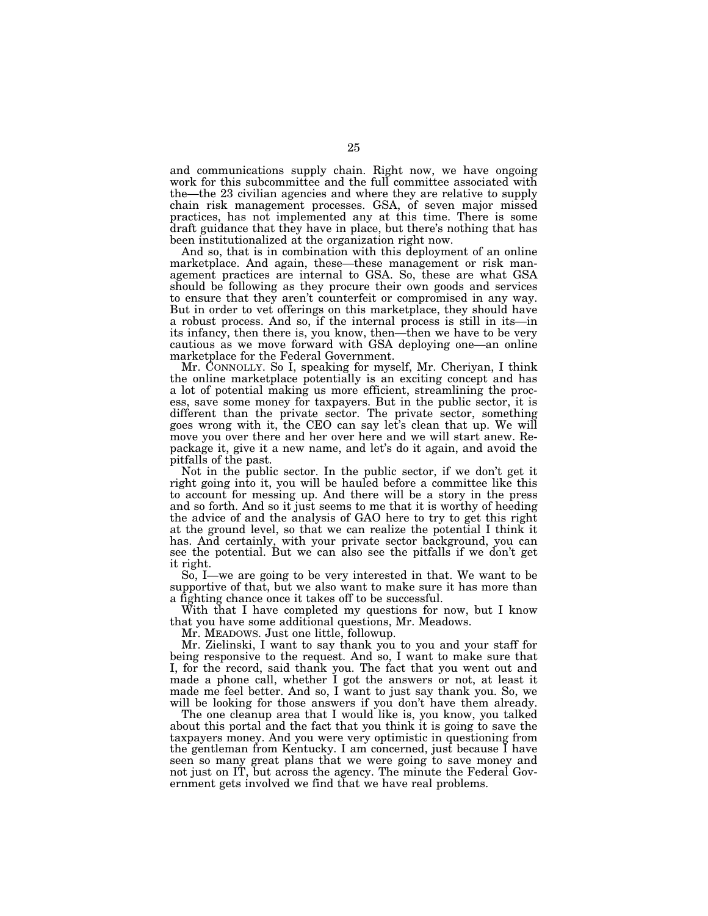and communications supply chain. Right now, we have ongoing work for this subcommittee and the full committee associated with the—the 23 civilian agencies and where they are relative to supply chain risk management processes. GSA, of seven major missed practices, has not implemented any at this time. There is some draft guidance that they have in place, but there's nothing that has been institutionalized at the organization right now.

And so, that is in combination with this deployment of an online marketplace. And again, these—these management or risk management practices are internal to GSA. So, these are what GSA should be following as they procure their own goods and services to ensure that they aren't counterfeit or compromised in any way. But in order to vet offerings on this marketplace, they should have a robust process. And so, if the internal process is still in its—in its infancy, then there is, you know, then—then we have to be very cautious as we move forward with GSA deploying one—an online marketplace for the Federal Government.

Mr. CONNOLLY. So I, speaking for myself, Mr. Cheriyan, I think the online marketplace potentially is an exciting concept and has a lot of potential making us more efficient, streamlining the process, save some money for taxpayers. But in the public sector, it is different than the private sector. The private sector, something goes wrong with it, the CEO can say let's clean that up. We will move you over there and her over here and we will start anew. Repackage it, give it a new name, and let's do it again, and avoid the pitfalls of the past.

Not in the public sector. In the public sector, if we don't get it right going into it, you will be hauled before a committee like this to account for messing up. And there will be a story in the press and so forth. And so it just seems to me that it is worthy of heeding the advice of and the analysis of GAO here to try to get this right at the ground level, so that we can realize the potential I think it has. And certainly, with your private sector background, you can see the potential. But we can also see the pitfalls if we don't get it right.

So, I—we are going to be very interested in that. We want to be supportive of that, but we also want to make sure it has more than a fighting chance once it takes off to be successful.

With that I have completed my questions for now, but I know that you have some additional questions, Mr. Meadows.

Mr. MEADOWS. Just one little, followup.

Mr. Zielinski, I want to say thank you to you and your staff for being responsive to the request. And so, I want to make sure that I, for the record, said thank you. The fact that you went out and made a phone call, whether I got the answers or not, at least it made me feel better. And so, I want to just say thank you. So, we will be looking for those answers if you don't have them already.

The one cleanup area that I would like is, you know, you talked about this portal and the fact that you think it is going to save the taxpayers money. And you were very optimistic in questioning from the gentleman from Kentucky. I am concerned, just because I have seen so many great plans that we were going to save money and not just on IT, but across the agency. The minute the Federal Government gets involved we find that we have real problems.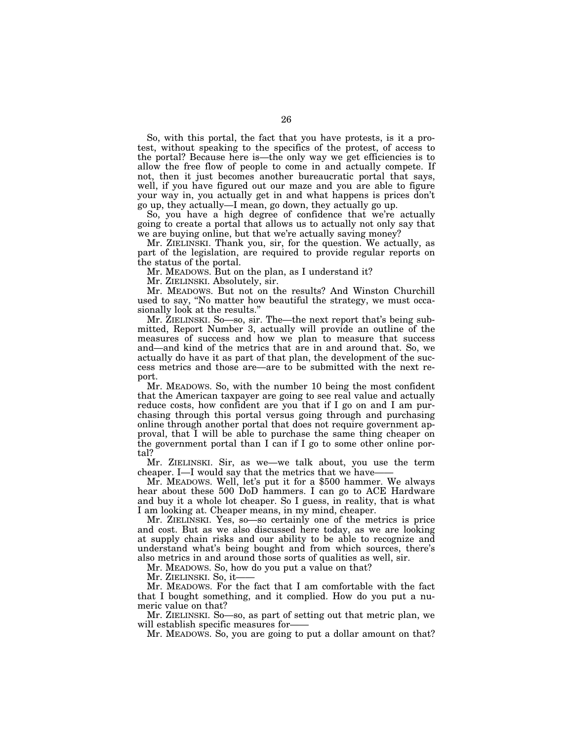So, with this portal, the fact that you have protests, is it a protest, without speaking to the specifics of the protest, of access to the portal? Because here is—the only way we get efficiencies is to allow the free flow of people to come in and actually compete. If not, then it just becomes another bureaucratic portal that says, well, if you have figured out our maze and you are able to figure your way in, you actually get in and what happens is prices don't go up, they actually—I mean, go down, they actually go up.

So, you have a high degree of confidence that we're actually going to create a portal that allows us to actually not only say that we are buying online, but that we're actually saving money?

Mr. ZIELINSKI. Thank you, sir, for the question. We actually, as part of the legislation, are required to provide regular reports on the status of the portal.

Mr. MEADOWS. But on the plan, as I understand it?

Mr. ZIELINSKI. Absolutely, sir.

Mr. MEADOWS. But not on the results? And Winston Churchill used to say, "No matter how beautiful the strategy, we must occasionally look at the results."

Mr. ZIELINSKI. So—so, sir. The—the next report that's being submitted, Report Number 3, actually will provide an outline of the measures of success and how we plan to measure that success and—and kind of the metrics that are in and around that. So, we actually do have it as part of that plan, the development of the success metrics and those are—are to be submitted with the next report.

Mr. MEADOWS. So, with the number 10 being the most confident that the American taxpayer are going to see real value and actually reduce costs, how confident are you that if I go on and I am purchasing through this portal versus going through and purchasing online through another portal that does not require government approval, that I will be able to purchase the same thing cheaper on the government portal than I can if I go to some other online portal?

Mr. ZIELINSKI. Sir, as we—we talk about, you use the term cheaper. I—I would say that the metrics that we have——

Mr. MEADOWS. Well, let's put it for a $500 hammer. We always hear about these 500 DoD hammers. I can go to ACE Hardware and buy it a whole lot cheaper. So I guess, in reality, that is what I am looking at. Cheaper means, in my mind, cheaper.

Mr. ZIELINSKI. Yes, so—so certainly one of the metrics is price and cost. But as we also discussed here today, as we are looking at supply chain risks and our ability to be able to recognize and understand what's being bought and from which sources, there's also metrics in and around those sorts of qualities as well, sir.

Mr. MEADOWS. So, how do you put a value on that?

Mr. ZIELINSKI. So, it——

Mr. MEADOWS. For the fact that I am comfortable with the fact that I bought something, and it complied. How do you put a numeric value on that?

Mr. ZIELINSKI. So—so, as part of setting out that metric plan, we will establish specific measures for——

Mr. MEADOWS. So, you are going to put a dollar amount on that?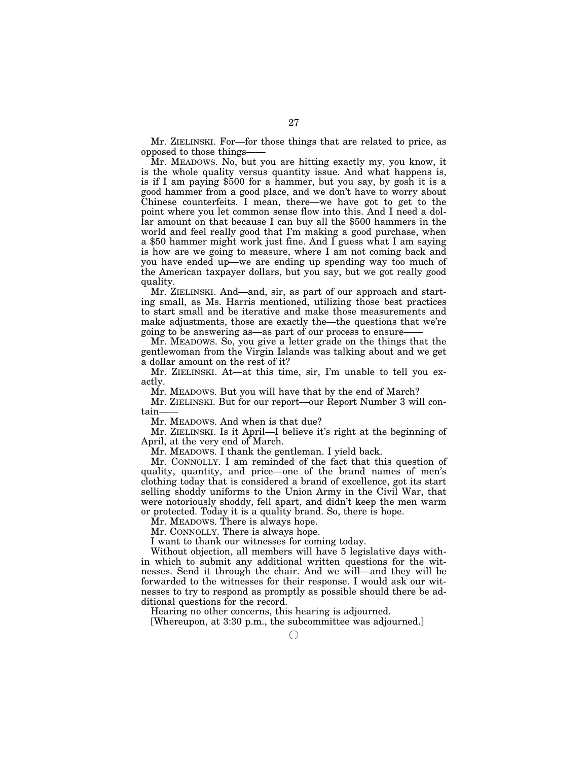Mr. ZIELINSKI. For—for those things that are related to price, as opposed to those things——

Mr. MEADOWS. No, but you are hitting exactly my, you know, it is the whole quality versus quantity issue. And what happens is, is if I am paying $500 for a hammer, but you say, by gosh it is a good hammer from a good place, and we don't have to worry about Chinese counterfeits. I mean, there—we have got to get to the point where you let common sense flow into this. And I need a dollar amount on that because I can buy all the $500 hammers in the world and feel really good that I'm making a good purchase, when a $50 hammer might work just fine. And I guess what I am saying is how are we going to measure, where I am not coming back and you have ended up—we are ending up spending way too much of the American taxpayer dollars, but you say, but we got really good quality.

Mr. ZIELINSKI. And—and, sir, as part of our approach and starting small, as Ms. Harris mentioned, utilizing those best practices to start small and be iterative and make those measurements and make adjustments, those are exactly the—the questions that we're going to be answering as—as part of our process to ensure——

Mr. MEADOWS. So, you give a letter grade on the things that the gentlewoman from the Virgin Islands was talking about and we get a dollar amount on the rest of it?

Mr. ZIELINSKI. At—at this time, sir, I'm unable to tell you exactly.

Mr. MEADOWS. But you will have that by the end of March?

Mr. ZIELINSKI. But for our report—our Report Number 3 will contain——

Mr. MEADOWS. And when is that due?

Mr. ZIELINSKI. Is it April—I believe it's right at the beginning of April, at the very end of March.

Mr. MEADOWS. I thank the gentleman. I yield back.

Mr. CONNOLLY. I am reminded of the fact that this question of quality, quantity, and price—one of the brand names of men's clothing today that is considered a brand of excellence, got its start selling shoddy uniforms to the Union Army in the Civil War, that were notoriously shoddy, fell apart, and didn't keep the men warm or protected. Today it is a quality brand. So, there is hope.

Mr. MEADOWS. There is always hope.

Mr. CONNOLLY. There is always hope.

I want to thank our witnesses for coming today.

Without objection, all members will have 5 legislative days within which to submit any additional written questions for the witnesses. Send it through the chair. And we will—and they will be forwarded to the witnesses for their response. I would ask our witnesses to try to respond as promptly as possible should there be additional questions for the record.

Hearing no other concerns, this hearing is adjourned.

[Whereupon, at 3:30 p.m., the subcommittee was adjourned.]

○